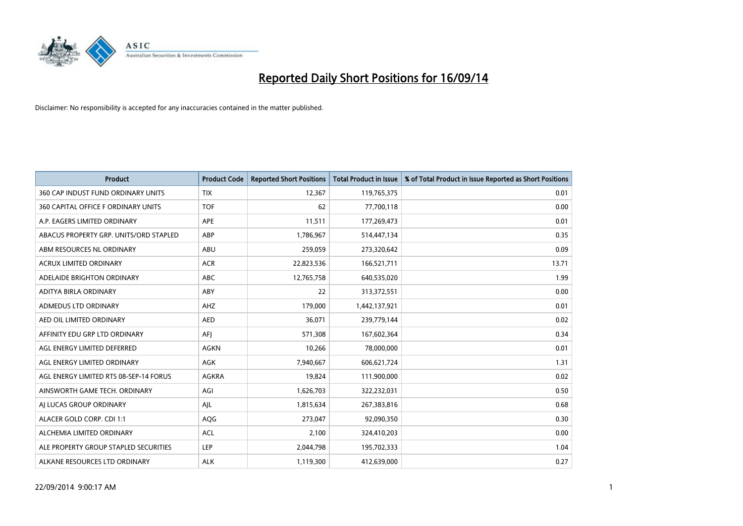# Reported Daily Short Positions for 16/09/14

Disclaimer: No responsibility is accepted for any inaccuracies contained in the matter published.

| Product | Product Code | Reported Short Positions | Total Product in Issue | % of Total Product in Issue Reported as Short Positions |
|---|---|---|---|---|
| 360 CAP INDUST FUND ORDINARY UNITS | TIX | 12,367 | 119,765,375 | 0.01 |
| 360 CAPITAL OFFICE F ORDINARY UNITS | TOF | 62 | 77,700,118 | 0.00 |
| A.P. EAGERS LIMITED ORDINARY | APE | 11,511 | 177,269,473 | 0.01 |
| ABACUS PROPERTY GRP. UNITS/ORD STAPLED | ABP | 1,786,967 | 514,447,134 | 0.35 |
| ABM RESOURCES NL ORDINARY | ABU | 259,059 | 273,320,642 | 0.09 |
| ACRUX LIMITED ORDINARY | ACR | 22,823,536 | 166,521,711 | 13.71 |
| ADELAIDE BRIGHTON ORDINARY | ABC | 12,765,758 | 640,535,020 | 1.99 |
| ADITYA BIRLA ORDINARY | ABY | 22 | 313,372,551 | 0.00 |
| ADMEDUS LTD ORDINARY | AHZ | 179,000 | 1,442,137,921 | 0.01 |
| AED OIL LIMITED ORDINARY | AED | 36,071 | 239,779,144 | 0.02 |
| AFFINITY EDU GRP LTD ORDINARY | AFJ | 571,308 | 167,602,364 | 0.34 |
| AGL ENERGY LIMITED DEFERRED | AGKN | 10,266 | 78,000,000 | 0.01 |
| AGL ENERGY LIMITED ORDINARY | AGK | 7,940,667 | 606,621,724 | 1.31 |
| AGL ENERGY LIMITED RTS 08-SEP-14 FORUS | AGKRA | 19,824 | 111,900,000 | 0.02 |
| AINSWORTH GAME TECH. ORDINARY | AGI | 1,626,703 | 322,232,031 | 0.50 |
| AJ LUCAS GROUP ORDINARY | AJL | 1,815,634 | 267,383,816 | 0.68 |
| ALACER GOLD CORP. CDI 1:1 | AQG | 273,047 | 92,090,350 | 0.30 |
| ALCHEMIA LIMITED ORDINARY | ACL | 2,100 | 324,410,203 | 0.00 |
| ALE PROPERTY GROUP STAPLED SECURITIES | LEP | 2,044,798 | 195,702,333 | 1.04 |
| ALKANE RESOURCES LTD ORDINARY | ALK | 1,119,300 | 412,639,000 | 0.27 |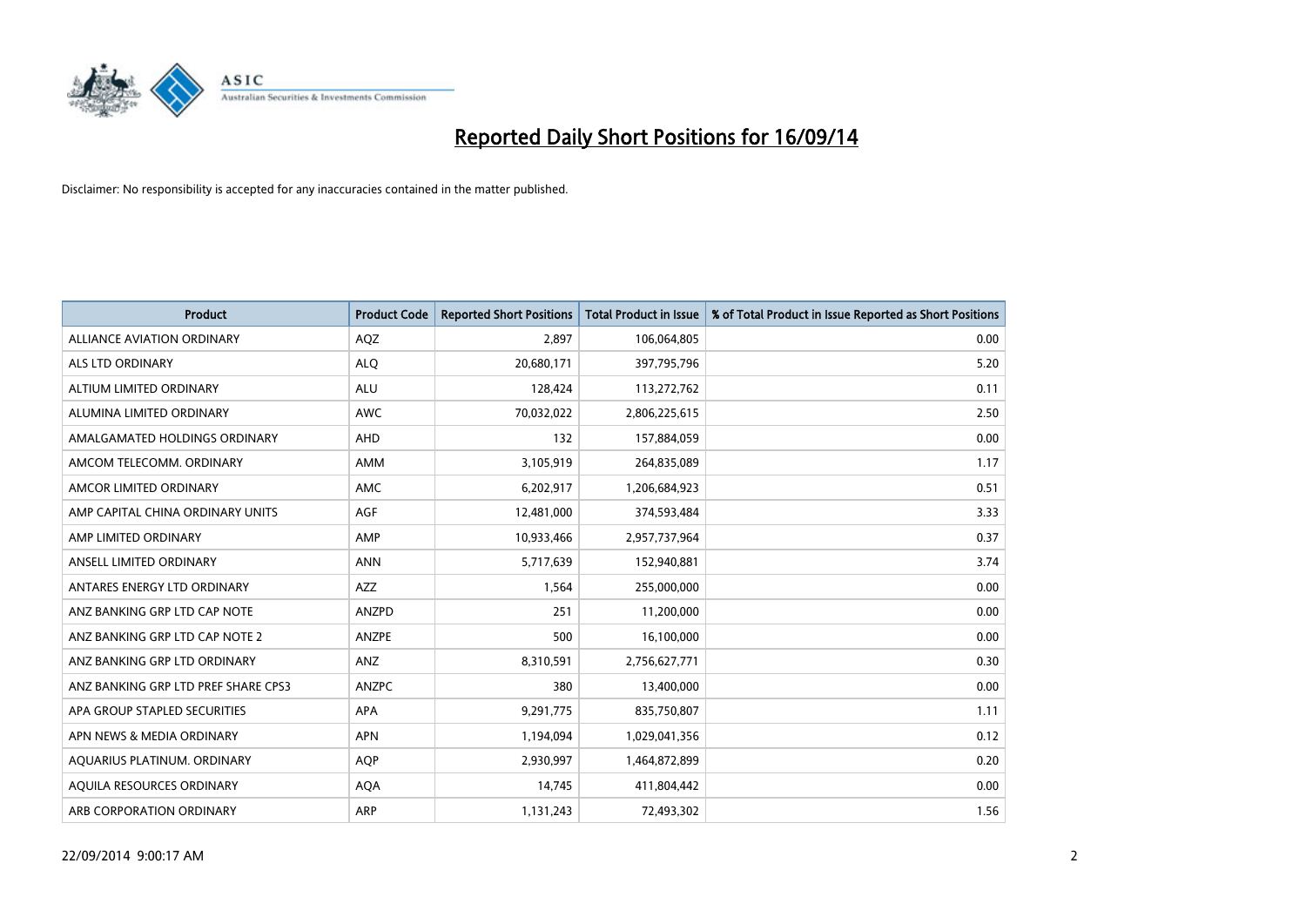# Reported Daily Short Positions for 16/09/14

Disclaimer: No responsibility is accepted for any inaccuracies contained in the matter published.

| Product | Product Code | Reported Short Positions | Total Product in Issue | % of Total Product in Issue Reported as Short Positions |
|---|---|---|---|---|
| ALLIANCE AVIATION ORDINARY | AQZ | 2,897 | 106,064,805 | 0.00 |
| ALS LTD ORDINARY | ALQ | 20,680,171 | 397,795,796 | 5.20 |
| ALTIUM LIMITED ORDINARY | ALU | 128,424 | 113,272,762 | 0.11 |
| ALUMINA LIMITED ORDINARY | AWC | 70,032,022 | 2,806,225,615 | 2.50 |
| AMALGAMATED HOLDINGS ORDINARY | AHD | 132 | 157,884,059 | 0.00 |
| AMCOM TELECOMM. ORDINARY | AMM | 3,105,919 | 264,835,089 | 1.17 |
| AMCOR LIMITED ORDINARY | AMC | 6,202,917 | 1,206,684,923 | 0.51 |
| AMP CAPITAL CHINA ORDINARY UNITS | AGF | 12,481,000 | 374,593,484 | 3.33 |
| AMP LIMITED ORDINARY | AMP | 10,933,466 | 2,957,737,964 | 0.37 |
| ANSELL LIMITED ORDINARY | ANN | 5,717,639 | 152,940,881 | 3.74 |
| ANTARES ENERGY LTD ORDINARY | AZZ | 1,564 | 255,000,000 | 0.00 |
| ANZ BANKING GRP LTD CAP NOTE | ANZPD | 251 | 11,200,000 | 0.00 |
| ANZ BANKING GRP LTD CAP NOTE 2 | ANZPE | 500 | 16,100,000 | 0.00 |
| ANZ BANKING GRP LTD ORDINARY | ANZ | 8,310,591 | 2,756,627,771 | 0.30 |
| ANZ BANKING GRP LTD PREF SHARE CPS3 | ANZPC | 380 | 13,400,000 | 0.00 |
| APA GROUP STAPLED SECURITIES | APA | 9,291,775 | 835,750,807 | 1.11 |
| APN NEWS & MEDIA ORDINARY | APN | 1,194,094 | 1,029,041,356 | 0.12 |
| AQUARIUS PLATINUM. ORDINARY | AQP | 2,930,997 | 1,464,872,899 | 0.20 |
| AQUILA RESOURCES ORDINARY | AQA | 14,745 | 411,804,442 | 0.00 |
| ARB CORPORATION ORDINARY | ARP | 1,131,243 | 72,493,302 | 1.56 |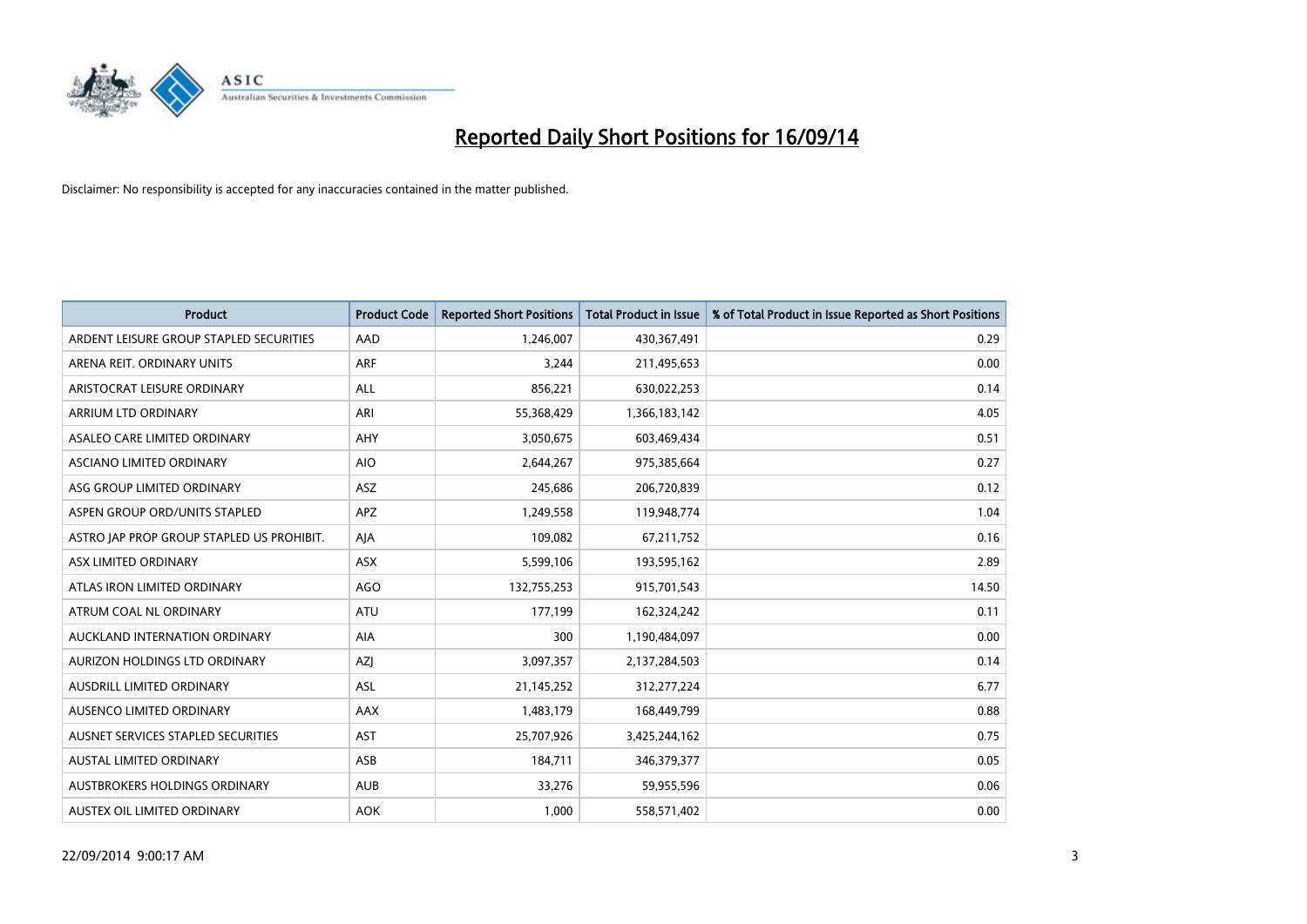# Reported Daily Short Positions for 16/09/14

Disclaimer: No responsibility is accepted for any inaccuracies contained in the matter published.

| Product | Product Code | Reported Short Positions | Total Product in Issue | % of Total Product in Issue Reported as Short Positions |
|---|---|---|---|---|
| ARDENT LEISURE GROUP STAPLED SECURITIES | AAD | 1,246,007 | 430,367,491 | 0.29 |
| ARENA REIT. ORDINARY UNITS | ARF | 3,244 | 211,495,653 | 0.00 |
| ARISTOCRAT LEISURE ORDINARY | ALL | 856,221 | 630,022,253 | 0.14 |
| ARRIUM LTD ORDINARY | ARI | 55,368,429 | 1,366,183,142 | 4.05 |
| ASALEO CARE LIMITED ORDINARY | AHY | 3,050,675 | 603,469,434 | 0.51 |
| ASCIANO LIMITED ORDINARY | AIO | 2,644,267 | 975,385,664 | 0.27 |
| ASG GROUP LIMITED ORDINARY | ASZ | 245,686 | 206,720,839 | 0.12 |
| ASPEN GROUP ORD/UNITS STAPLED | APZ | 1,249,558 | 119,948,774 | 1.04 |
| ASTRO JAP PROP GROUP STAPLED US PROHIBIT. | AJA | 109,082 | 67,211,752 | 0.16 |
| ASX LIMITED ORDINARY | ASX | 5,599,106 | 193,595,162 | 2.89 |
| ATLAS IRON LIMITED ORDINARY | AGO | 132,755,253 | 915,701,543 | 14.50 |
| ATRUM COAL NL ORDINARY | ATU | 177,199 | 162,324,242 | 0.11 |
| AUCKLAND INTERNATION ORDINARY | AIA | 300 | 1,190,484,097 | 0.00 |
| AURIZON HOLDINGS LTD ORDINARY | AZJ | 3,097,357 | 2,137,284,503 | 0.14 |
| AUSDRILL LIMITED ORDINARY | ASL | 21,145,252 | 312,277,224 | 6.77 |
| AUSENCO LIMITED ORDINARY | AAX | 1,483,179 | 168,449,799 | 0.88 |
| AUSNET SERVICES STAPLED SECURITIES | AST | 25,707,926 | 3,425,244,162 | 0.75 |
| AUSTAL LIMITED ORDINARY | ASB | 184,711 | 346,379,377 | 0.05 |
| AUSTBROKERS HOLDINGS ORDINARY | AUB | 33,276 | 59,955,596 | 0.06 |
| AUSTEX OIL LIMITED ORDINARY | AOK | 1,000 | 558,571,402 | 0.00 |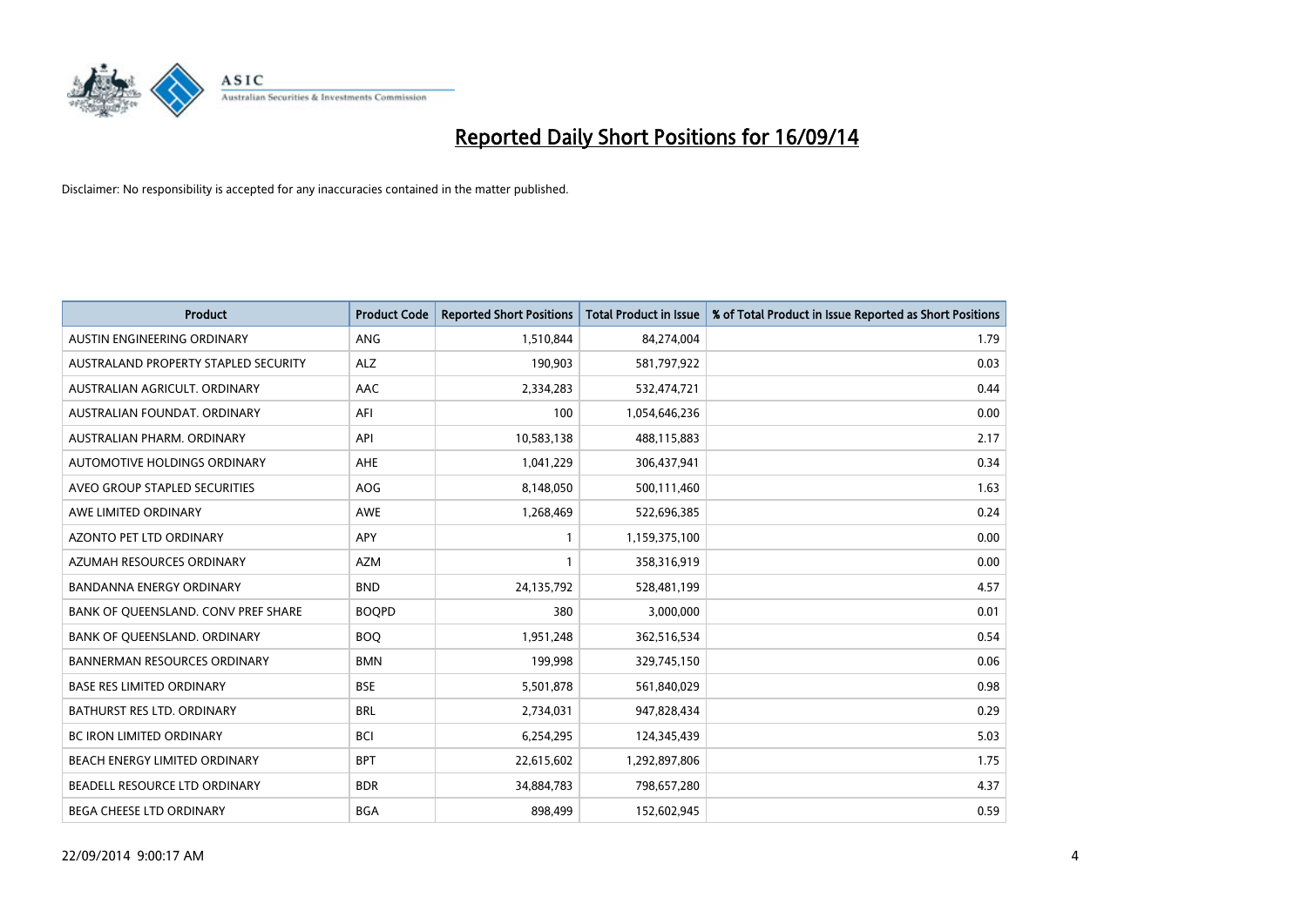# Reported Daily Short Positions for 16/09/14

Disclaimer: No responsibility is accepted for any inaccuracies contained in the matter published.

| Product | Product Code | Reported Short Positions | Total Product in Issue | % of Total Product in Issue Reported as Short Positions |
| --- | --- | --- | --- | --- |
| AUSTIN ENGINEERING ORDINARY | ANG | 1,510,844 | 84,274,004 | 1.79 |
| AUSTRALAND PROPERTY STAPLED SECURITY | ALZ | 190,903 | 581,797,922 | 0.03 |
| AUSTRALIAN AGRICULT. ORDINARY | AAC | 2,334,283 | 532,474,721 | 0.44 |
| AUSTRALIAN FOUNDAT. ORDINARY | AFI | 100 | 1,054,646,236 | 0.00 |
| AUSTRALIAN PHARM. ORDINARY | API | 10,583,138 | 488,115,883 | 2.17 |
| AUTOMOTIVE HOLDINGS ORDINARY | AHE | 1,041,229 | 306,437,941 | 0.34 |
| AVEO GROUP STAPLED SECURITIES | AOG | 8,148,050 | 500,111,460 | 1.63 |
| AWE LIMITED ORDINARY | AWE | 1,268,469 | 522,696,385 | 0.24 |
| AZONTO PET LTD ORDINARY | APY | 1 | 1,159,375,100 | 0.00 |
| AZUMAH RESOURCES ORDINARY | AZM | 1 | 358,316,919 | 0.00 |
| BANDANNA ENERGY ORDINARY | BND | 24,135,792 | 528,481,199 | 4.57 |
| BANK OF QUEENSLAND. CONV PREF SHARE | BOQPD | 380 | 3,000,000 | 0.01 |
| BANK OF QUEENSLAND. ORDINARY | BOQ | 1,951,248 | 362,516,534 | 0.54 |
| BANNERMAN RESOURCES ORDINARY | BMN | 199,998 | 329,745,150 | 0.06 |
| BASE RES LIMITED ORDINARY | BSE | 5,501,878 | 561,840,029 | 0.98 |
| BATHURST RES LTD. ORDINARY | BRL | 2,734,031 | 947,828,434 | 0.29 |
| BC IRON LIMITED ORDINARY | BCI | 6,254,295 | 124,345,439 | 5.03 |
| BEACH ENERGY LIMITED ORDINARY | BPT | 22,615,602 | 1,292,897,806 | 1.75 |
| BEADELL RESOURCE LTD ORDINARY | BDR | 34,884,783 | 798,657,280 | 4.37 |
| BEGA CHEESE LTD ORDINARY | BGA | 898,499 | 152,602,945 | 0.59 |

22/09/2014 9:00:17 AM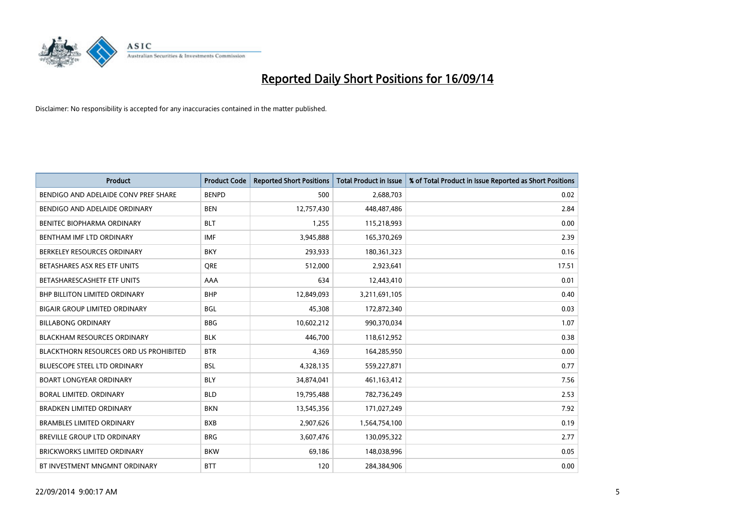# Reported Daily Short Positions for 16/09/14

Disclaimer: No responsibility is accepted for any inaccuracies contained in the matter published.

| Product | Product Code | Reported Short Positions | Total Product in Issue | % of Total Product in Issue Reported as Short Positions |
|---|---|---|---|---|
| BENDIGO AND ADELAIDE CONV PREF SHARE | BENPD | 500 | 2,688,703 | 0.02 |
| BENDIGO AND ADELAIDE ORDINARY | BEN | 12,757,430 | 448,487,486 | 2.84 |
| BENITEC BIOPHARMA ORDINARY | BLT | 1,255 | 115,218,993 | 0.00 |
| BENTHAM IMF LTD ORDINARY | IMF | 3,945,888 | 165,370,269 | 2.39 |
| BERKELEY RESOURCES ORDINARY | BKY | 293,933 | 180,361,323 | 0.16 |
| BETASHARES ASX RES ETF UNITS | QRE | 512,000 | 2,923,641 | 17.51 |
| BETASHARESCASHETF ETF UNITS | AAA | 634 | 12,443,410 | 0.01 |
| BHP BILLITON LIMITED ORDINARY | BHP | 12,849,093 | 3,211,691,105 | 0.40 |
| BIGAIR GROUP LIMITED ORDINARY | BGL | 45,308 | 172,872,340 | 0.03 |
| BILLABONG ORDINARY | BBG | 10,602,212 | 990,370,034 | 1.07 |
| BLACKHAM RESOURCES ORDINARY | BLK | 446,700 | 118,612,952 | 0.38 |
| BLACKTHORN RESOURCES ORD US PROHIBITED | BTR | 4,369 | 164,285,950 | 0.00 |
| BLUESCOPE STEEL LTD ORDINARY | BSL | 4,328,135 | 559,227,871 | 0.77 |
| BOART LONGYEAR ORDINARY | BLY | 34,874,041 | 461,163,412 | 7.56 |
| BORAL LIMITED. ORDINARY | BLD | 19,795,488 | 782,736,249 | 2.53 |
| BRADKEN LIMITED ORDINARY | BKN | 13,545,356 | 171,027,249 | 7.92 |
| BRAMBLES LIMITED ORDINARY | BXB | 2,907,626 | 1,564,754,100 | 0.19 |
| BREVILLE GROUP LTD ORDINARY | BRG | 3,607,476 | 130,095,322 | 2.77 |
| BRICKWORKS LIMITED ORDINARY | BKW | 69,186 | 148,038,996 | 0.05 |
| BT INVESTMENT MNGMNT ORDINARY | BTT | 120 | 284,384,906 | 0.00 |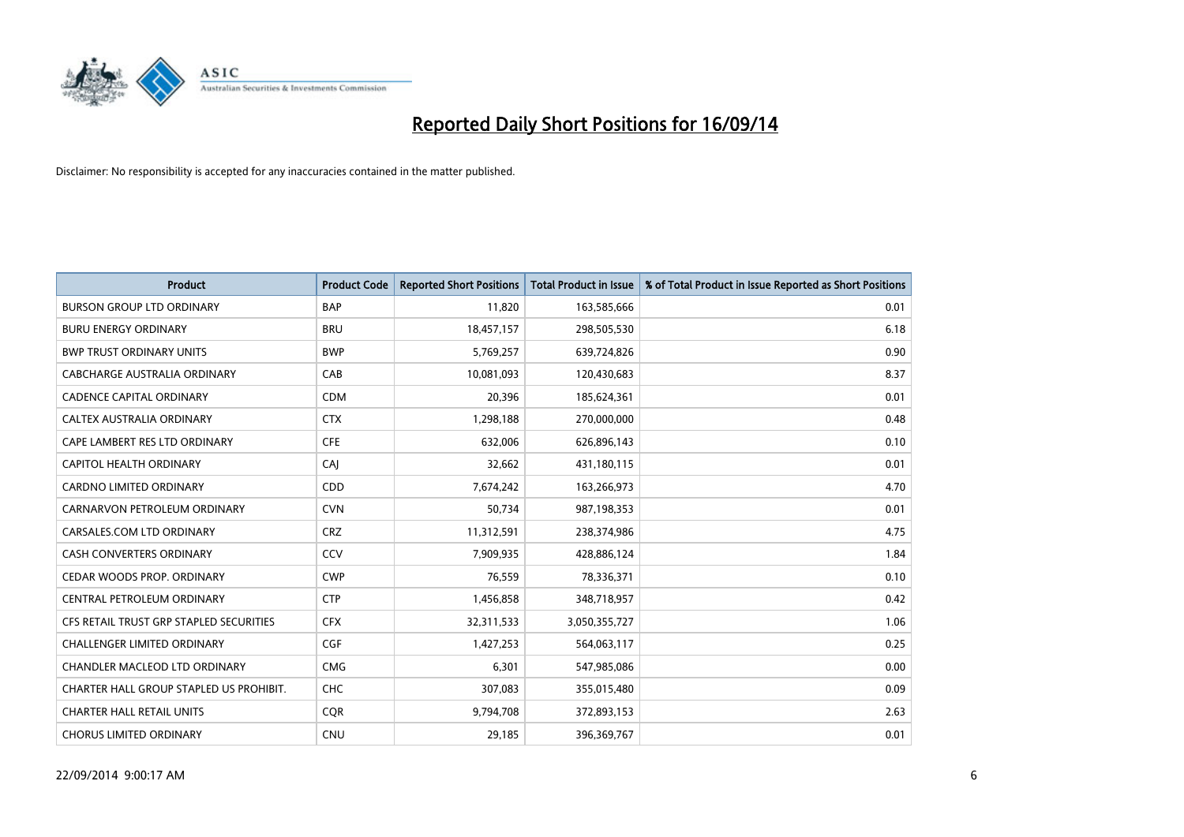# Reported Daily Short Positions for 16/09/14

Disclaimer: No responsibility is accepted for any inaccuracies contained in the matter published.

| Product | Product Code | Reported Short Positions | Total Product in Issue | % of Total Product in Issue Reported as Short Positions |
|---|---|---|---|---|
| BURSON GROUP LTD ORDINARY | BAP | 11,820 | 163,585,666 | 0.01 |
| BURU ENERGY ORDINARY | BRU | 18,457,157 | 298,505,530 | 6.18 |
| BWP TRUST ORDINARY UNITS | BWP | 5,769,257 | 639,724,826 | 0.90 |
| CABCHARGE AUSTRALIA ORDINARY | CAB | 10,081,093 | 120,430,683 | 8.37 |
| CADENCE CAPITAL ORDINARY | CDM | 20,396 | 185,624,361 | 0.01 |
| CALTEX AUSTRALIA ORDINARY | CTX | 1,298,188 | 270,000,000 | 0.48 |
| CAPE LAMBERT RES LTD ORDINARY | CFE | 632,006 | 626,896,143 | 0.10 |
| CAPITOL HEALTH ORDINARY | CAJ | 32,662 | 431,180,115 | 0.01 |
| CARDNO LIMITED ORDINARY | CDD | 7,674,242 | 163,266,973 | 4.70 |
| CARNARVON PETROLEUM ORDINARY | CVN | 50,734 | 987,198,353 | 0.01 |
| CARSALES.COM LTD ORDINARY | CRZ | 11,312,591 | 238,374,986 | 4.75 |
| CASH CONVERTERS ORDINARY | CCV | 7,909,935 | 428,886,124 | 1.84 |
| CEDAR WOODS PROP. ORDINARY | CWP | 76,559 | 78,336,371 | 0.10 |
| CENTRAL PETROLEUM ORDINARY | CTP | 1,456,858 | 348,718,957 | 0.42 |
| CFS RETAIL TRUST GRP STAPLED SECURITIES | CFX | 32,311,533 | 3,050,355,727 | 1.06 |
| CHALLENGER LIMITED ORDINARY | CGF | 1,427,253 | 564,063,117 | 0.25 |
| CHANDLER MACLEOD LTD ORDINARY | CMG | 6,301 | 547,985,086 | 0.00 |
| CHARTER HALL GROUP STAPLED US PROHIBIT. | CHC | 307,083 | 355,015,480 | 0.09 |
| CHARTER HALL RETAIL UNITS | CQR | 9,794,708 | 372,893,153 | 2.63 |
| CHORUS LIMITED ORDINARY | CNU | 29,185 | 396,369,767 | 0.01 |

22/09/2014 9:00:17 AM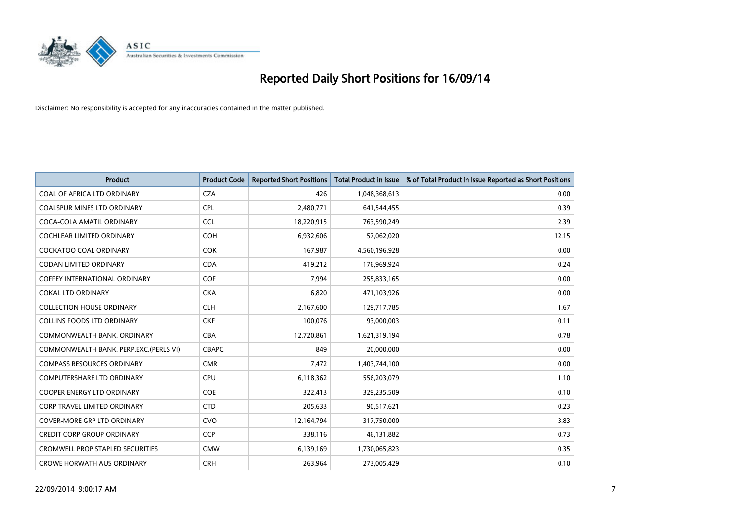# Reported Daily Short Positions for 16/09/14

Disclaimer: No responsibility is accepted for any inaccuracies contained in the matter published.

| Product | Product Code | Reported Short Positions | Total Product in Issue | % of Total Product in Issue Reported as Short Positions |
|---|---|---|---|---|
| COAL OF AFRICA LTD ORDINARY | CZA | 426 | 1,048,368,613 | 0.00 |
| COALSPUR MINES LTD ORDINARY | CPL | 2,480,771 | 641,544,455 | 0.39 |
| COCA-COLA AMATIL ORDINARY | CCL | 18,220,915 | 763,590,249 | 2.39 |
| COCHLEAR LIMITED ORDINARY | COH | 6,932,606 | 57,062,020 | 12.15 |
| COCKATOO COAL ORDINARY | COK | 167,987 | 4,560,196,928 | 0.00 |
| CODAN LIMITED ORDINARY | CDA | 419,212 | 176,969,924 | 0.24 |
| COFFEY INTERNATIONAL ORDINARY | COF | 7,994 | 255,833,165 | 0.00 |
| COKAL LTD ORDINARY | CKA | 6,820 | 471,103,926 | 0.00 |
| COLLECTION HOUSE ORDINARY | CLH | 2,167,600 | 129,717,785 | 1.67 |
| COLLINS FOODS LTD ORDINARY | CKF | 100,076 | 93,000,003 | 0.11 |
| COMMONWEALTH BANK. ORDINARY | CBA | 12,720,861 | 1,621,319,194 | 0.78 |
| COMMONWEALTH BANK. PERP.EXC.(PERLS VI) | CBAPC | 849 | 20,000,000 | 0.00 |
| COMPASS RESOURCES ORDINARY | CMR | 7,472 | 1,403,744,100 | 0.00 |
| COMPUTERSHARE LTD ORDINARY | CPU | 6,118,362 | 556,203,079 | 1.10 |
| COOPER ENERGY LTD ORDINARY | COE | 322,413 | 329,235,509 | 0.10 |
| CORP TRAVEL LIMITED ORDINARY | CTD | 205,633 | 90,517,621 | 0.23 |
| COVER-MORE GRP LTD ORDINARY | CVO | 12,164,794 | 317,750,000 | 3.83 |
| CREDIT CORP GROUP ORDINARY | CCP | 338,116 | 46,131,882 | 0.73 |
| CROMWELL PROP STAPLED SECURITIES | CMW | 6,139,169 | 1,730,065,823 | 0.35 |
| CROWE HORWATH AUS ORDINARY | CRH | 263,964 | 273,005,429 | 0.10 |

22/09/2014 9:00:17 AM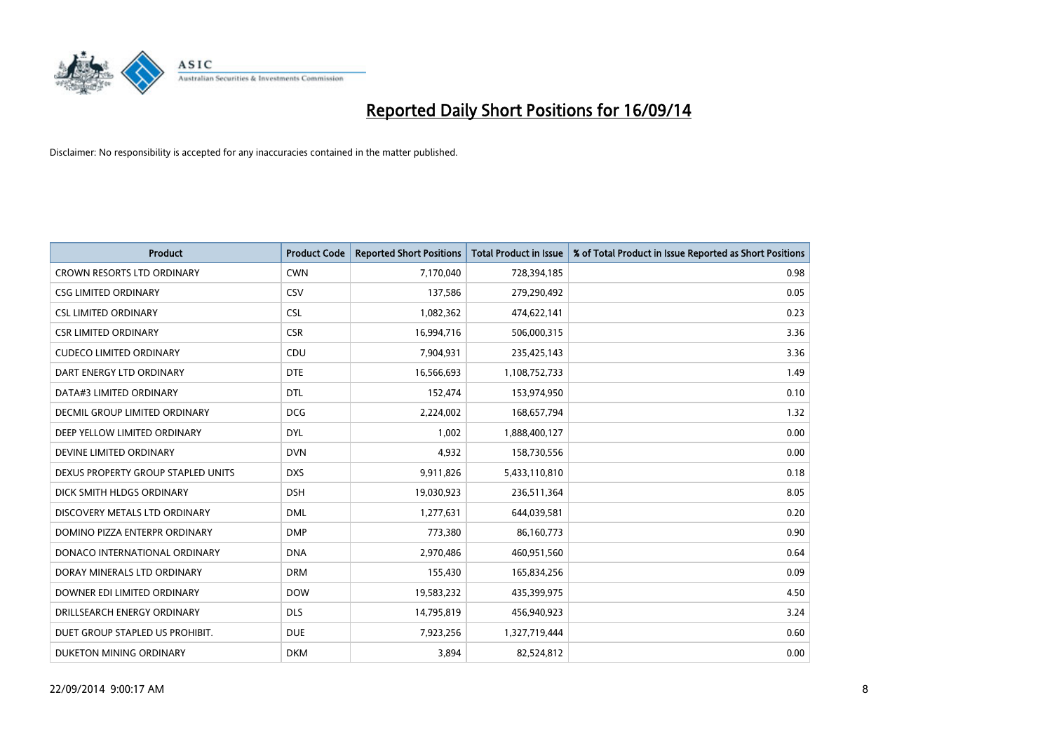# Reported Daily Short Positions for 16/09/14

Disclaimer: No responsibility is accepted for any inaccuracies contained in the matter published.

| Product | Product Code | Reported Short Positions | Total Product in Issue | % of Total Product in Issue Reported as Short Positions |
|---|---|---|---|---|
| CROWN RESORTS LTD ORDINARY | CWN | 7,170,040 | 728,394,185 | 0.98 |
| CSG LIMITED ORDINARY | CSV | 137,586 | 279,290,492 | 0.05 |
| CSL LIMITED ORDINARY | CSL | 1,082,362 | 474,622,141 | 0.23 |
| CSR LIMITED ORDINARY | CSR | 16,994,716 | 506,000,315 | 3.36 |
| CUDECO LIMITED ORDINARY | CDU | 7,904,931 | 235,425,143 | 3.36 |
| DART ENERGY LTD ORDINARY | DTE | 16,566,693 | 1,108,752,733 | 1.49 |
| DATA#3 LIMITED ORDINARY | DTL | 152,474 | 153,974,950 | 0.10 |
| DECMIL GROUP LIMITED ORDINARY | DCG | 2,224,002 | 168,657,794 | 1.32 |
| DEEP YELLOW LIMITED ORDINARY | DYL | 1,002 | 1,888,400,127 | 0.00 |
| DEVINE LIMITED ORDINARY | DVN | 4,932 | 158,730,556 | 0.00 |
| DEXUS PROPERTY GROUP STAPLED UNITS | DXS | 9,911,826 | 5,433,110,810 | 0.18 |
| DICK SMITH HLDGS ORDINARY | DSH | 19,030,923 | 236,511,364 | 8.05 |
| DISCOVERY METALS LTD ORDINARY | DML | 1,277,631 | 644,039,581 | 0.20 |
| DOMINO PIZZA ENTERPR ORDINARY | DMP | 773,380 | 86,160,773 | 0.90 |
| DONACO INTERNATIONAL ORDINARY | DNA | 2,970,486 | 460,951,560 | 0.64 |
| DORAY MINERALS LTD ORDINARY | DRM | 155,430 | 165,834,256 | 0.09 |
| DOWNER EDI LIMITED ORDINARY | DOW | 19,583,232 | 435,399,975 | 4.50 |
| DRILLSEARCH ENERGY ORDINARY | DLS | 14,795,819 | 456,940,923 | 3.24 |
| DUET GROUP STAPLED US PROHIBIT. | DUE | 7,923,256 | 1,327,719,444 | 0.60 |
| DUKETON MINING ORDINARY | DKM | 3,894 | 82,524,812 | 0.00 |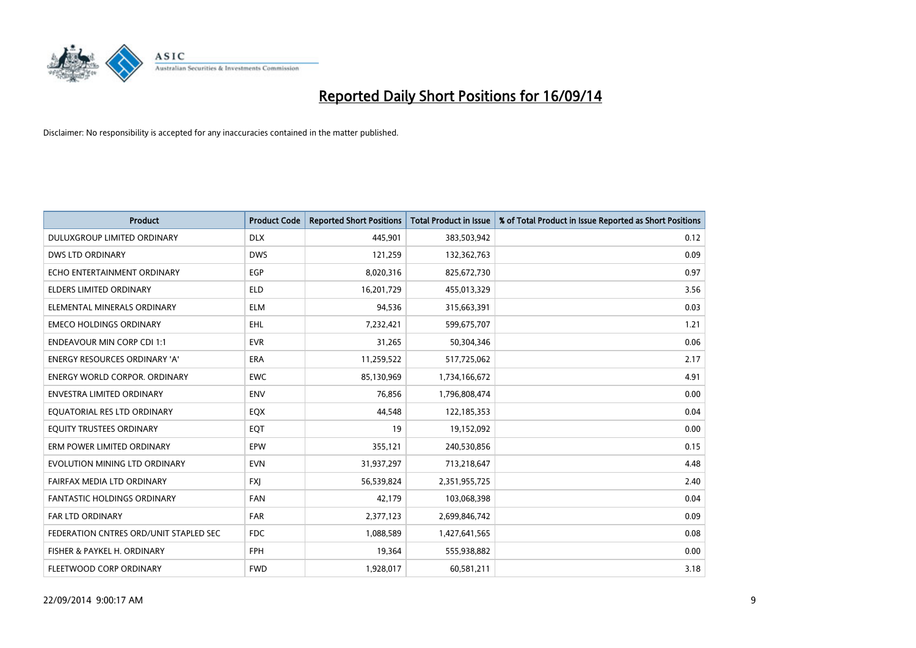# Reported Daily Short Positions for 16/09/14

Disclaimer: No responsibility is accepted for any inaccuracies contained in the matter published.

| Product | Product Code | Reported Short Positions | Total Product in Issue | % of Total Product in Issue Reported as Short Positions |
|---|---|---|---|---|
| DULUXGROUP LIMITED ORDINARY | DLX | 445,901 | 383,503,942 | 0.12 |
| DWS LTD ORDINARY | DWS | 121,259 | 132,362,763 | 0.09 |
| ECHO ENTERTAINMENT ORDINARY | EGP | 8,020,316 | 825,672,730 | 0.97 |
| ELDERS LIMITED ORDINARY | ELD | 16,201,729 | 455,013,329 | 3.56 |
| ELEMENTAL MINERALS ORDINARY | ELM | 94,536 | 315,663,391 | 0.03 |
| EMECO HOLDINGS ORDINARY | EHL | 7,232,421 | 599,675,707 | 1.21 |
| ENDEAVOUR MIN CORP CDI 1:1 | EVR | 31,265 | 50,304,346 | 0.06 |
| ENERGY RESOURCES ORDINARY 'A' | ERA | 11,259,522 | 517,725,062 | 2.17 |
| ENERGY WORLD CORPOR. ORDINARY | EWC | 85,130,969 | 1,734,166,672 | 4.91 |
| ENVESTRA LIMITED ORDINARY | ENV | 76,856 | 1,796,808,474 | 0.00 |
| EQUATORIAL RES LTD ORDINARY | EQX | 44,548 | 122,185,353 | 0.04 |
| EQUITY TRUSTEES ORDINARY | EQT | 19 | 19,152,092 | 0.00 |
| ERM POWER LIMITED ORDINARY | EPW | 355,121 | 240,530,856 | 0.15 |
| EVOLUTION MINING LTD ORDINARY | EVN | 31,937,297 | 713,218,647 | 4.48 |
| FAIRFAX MEDIA LTD ORDINARY | FXJ | 56,539,824 | 2,351,955,725 | 2.40 |
| FANTASTIC HOLDINGS ORDINARY | FAN | 42,179 | 103,068,398 | 0.04 |
| FAR LTD ORDINARY | FAR | 2,377,123 | 2,699,846,742 | 0.09 |
| FEDERATION CNTRES ORD/UNIT STAPLED SEC | FDC | 1,088,589 | 1,427,641,565 | 0.08 |
| FISHER & PAYKEL H. ORDINARY | FPH | 19,364 | 555,938,882 | 0.00 |
| FLEETWOOD CORP ORDINARY | FWD | 1,928,017 | 60,581,211 | 3.18 |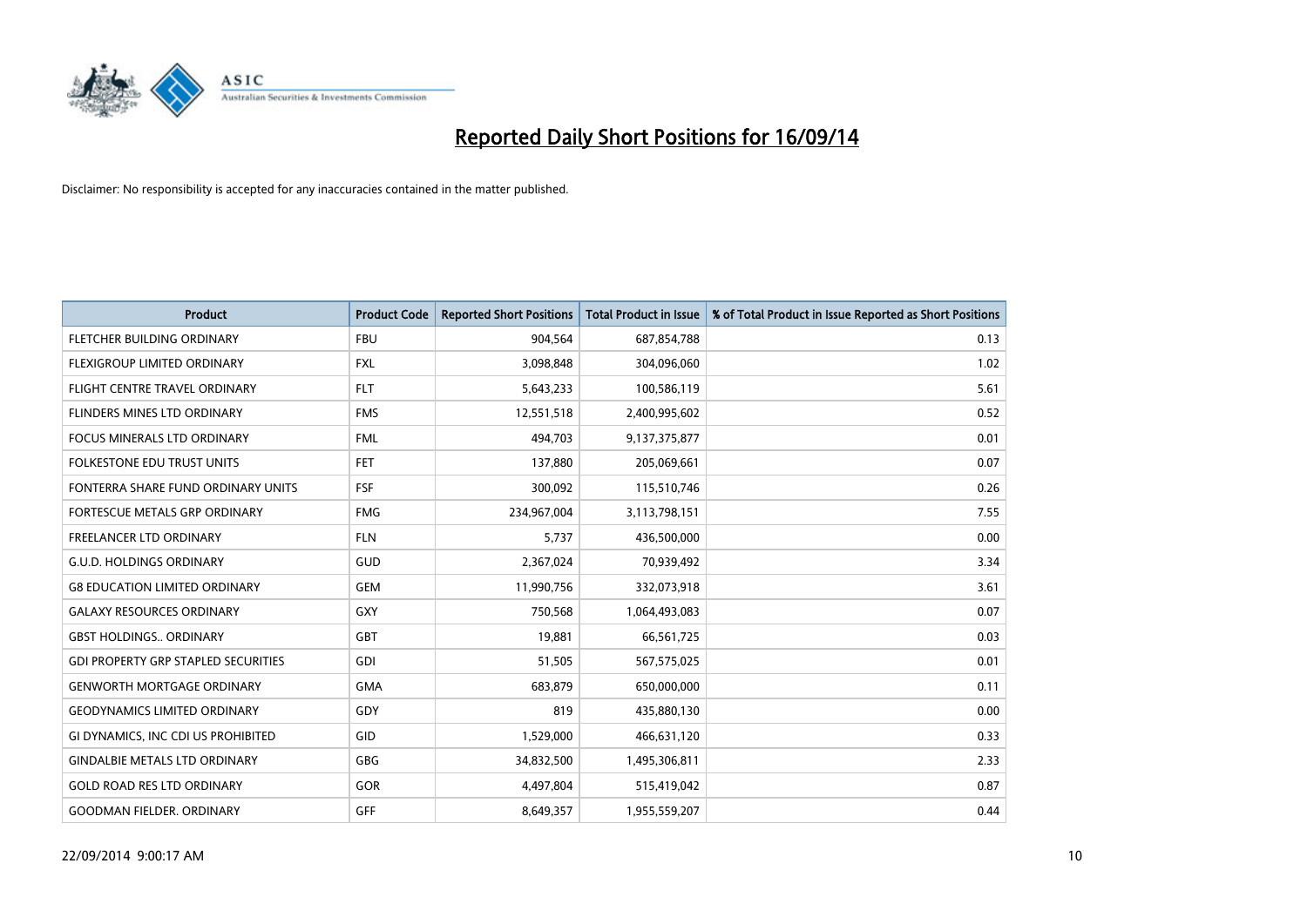# Reported Daily Short Positions for 16/09/14

Disclaimer: No responsibility is accepted for any inaccuracies contained in the matter published.

| Product | Product Code | Reported Short Positions | Total Product in Issue | % of Total Product in Issue Reported as Short Positions |
|---|---|---|---|---|
| FLETCHER BUILDING ORDINARY | FBU | 904,564 | 687,854,788 | 0.13 |
| FLEXIGROUP LIMITED ORDINARY | FXL | 3,098,848 | 304,096,060 | 1.02 |
| FLIGHT CENTRE TRAVEL ORDINARY | FLT | 5,643,233 | 100,586,119 | 5.61 |
| FLINDERS MINES LTD ORDINARY | FMS | 12,551,518 | 2,400,995,602 | 0.52 |
| FOCUS MINERALS LTD ORDINARY | FML | 494,703 | 9,137,375,877 | 0.01 |
| FOLKESTONE EDU TRUST UNITS | FET | 137,880 | 205,069,661 | 0.07 |
| FONTERRA SHARE FUND ORDINARY UNITS | FSF | 300,092 | 115,510,746 | 0.26 |
| FORTESCUE METALS GRP ORDINARY | FMG | 234,967,004 | 3,113,798,151 | 7.55 |
| FREELANCER LTD ORDINARY | FLN | 5,737 | 436,500,000 | 0.00 |
| G.U.D. HOLDINGS ORDINARY | GUD | 2,367,024 | 70,939,492 | 3.34 |
| G8 EDUCATION LIMITED ORDINARY | GEM | 11,990,756 | 332,073,918 | 3.61 |
| GALAXY RESOURCES ORDINARY | GXY | 750,568 | 1,064,493,083 | 0.07 |
| GBST HOLDINGS.. ORDINARY | GBT | 19,881 | 66,561,725 | 0.03 |
| GDI PROPERTY GRP STAPLED SECURITIES | GDI | 51,505 | 567,575,025 | 0.01 |
| GENWORTH MORTGAGE ORDINARY | GMA | 683,879 | 650,000,000 | 0.11 |
| GEODYNAMICS LIMITED ORDINARY | GDY | 819 | 435,880,130 | 0.00 |
| GI DYNAMICS, INC CDI US PROHIBITED | GID | 1,529,000 | 466,631,120 | 0.33 |
| GINDALBIE METALS LTD ORDINARY | GBG | 34,832,500 | 1,495,306,811 | 2.33 |
| GOLD ROAD RES LTD ORDINARY | GOR | 4,497,804 | 515,419,042 | 0.87 |
| GOODMAN FIELDER. ORDINARY | GFF | 8,649,357 | 1,955,559,207 | 0.44 |

22/09/2014 9:00:17 AM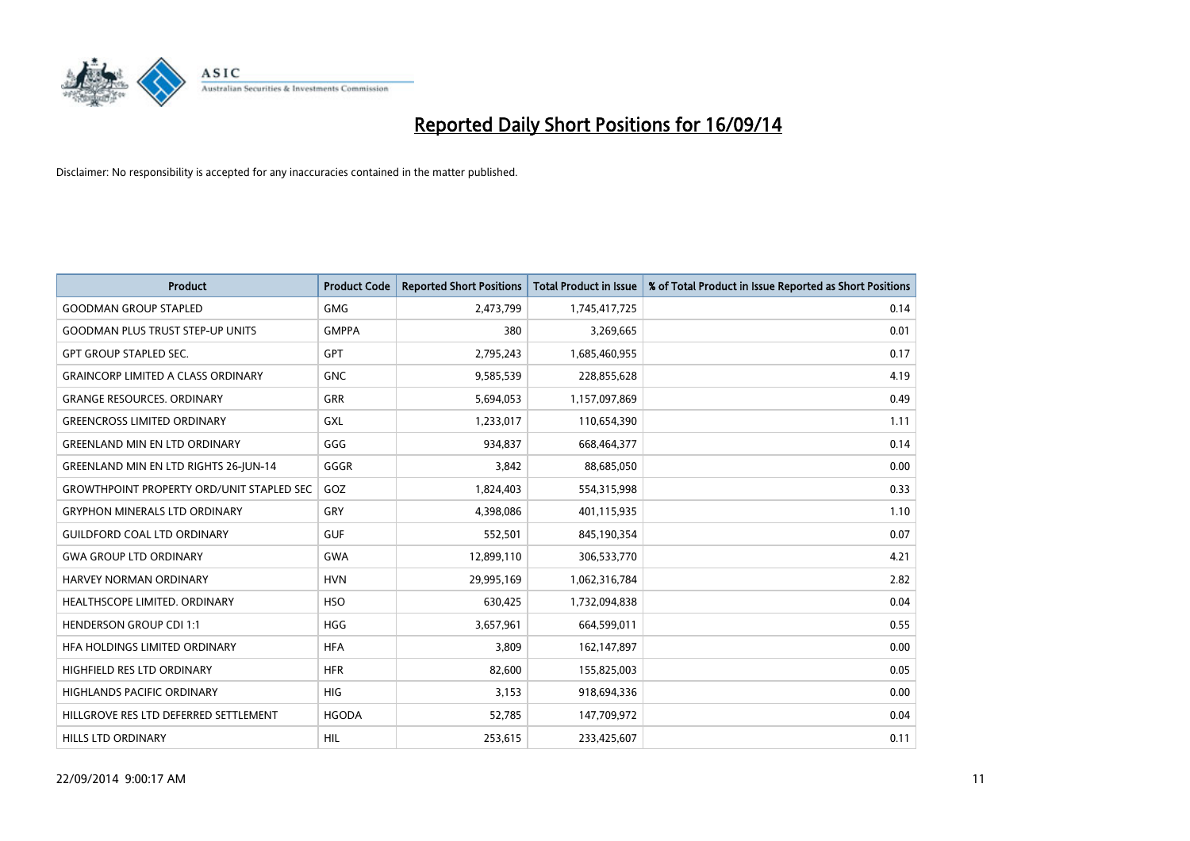# Reported Daily Short Positions for 16/09/14

Disclaimer: No responsibility is accepted for any inaccuracies contained in the matter published.

| Product | Product Code | Reported Short Positions | Total Product in Issue | % of Total Product in Issue Reported as Short Positions |
|---|---|---|---|---|
| GOODMAN GROUP STAPLED | GMG | 2,473,799 | 1,745,417,725 | 0.14 |
| GOODMAN PLUS TRUST STEP-UP UNITS | GMPPA | 380 | 3,269,665 | 0.01 |
| GPT GROUP STAPLED SEC. | GPT | 2,795,243 | 1,685,460,955 | 0.17 |
| GRAINCORP LIMITED A CLASS ORDINARY | GNC | 9,585,539 | 228,855,628 | 4.19 |
| GRANGE RESOURCES. ORDINARY | GRR | 5,694,053 | 1,157,097,869 | 0.49 |
| GREENCROSS LIMITED ORDINARY | GXL | 1,233,017 | 110,654,390 | 1.11 |
| GREENLAND MIN EN LTD ORDINARY | GGG | 934,837 | 668,464,377 | 0.14 |
| GREENLAND MIN EN LTD RIGHTS 26-JUN-14 | GGGR | 3,842 | 88,685,050 | 0.00 |
| GROWTHPOINT PROPERTY ORD/UNIT STAPLED SEC | GOZ | 1,824,403 | 554,315,998 | 0.33 |
| GRYPHON MINERALS LTD ORDINARY | GRY | 4,398,086 | 401,115,935 | 1.10 |
| GUILDFORD COAL LTD ORDINARY | GUF | 552,501 | 845,190,354 | 0.07 |
| GWA GROUP LTD ORDINARY | GWA | 12,899,110 | 306,533,770 | 4.21 |
| HARVEY NORMAN ORDINARY | HVN | 29,995,169 | 1,062,316,784 | 2.82 |
| HEALTHSCOPE LIMITED. ORDINARY | HSO | 630,425 | 1,732,094,838 | 0.04 |
| HENDERSON GROUP CDI 1:1 | HGG | 3,657,961 | 664,599,011 | 0.55 |
| HFA HOLDINGS LIMITED ORDINARY | HFA | 3,809 | 162,147,897 | 0.00 |
| HIGHFIELD RES LTD ORDINARY | HFR | 82,600 | 155,825,003 | 0.05 |
| HIGHLANDS PACIFIC ORDINARY | HIG | 3,153 | 918,694,336 | 0.00 |
| HILLGROVE RES LTD DEFERRED SETTLEMENT | HGODA | 52,785 | 147,709,972 | 0.04 |
| HILLS LTD ORDINARY | HIL | 253,615 | 233,425,607 | 0.11 |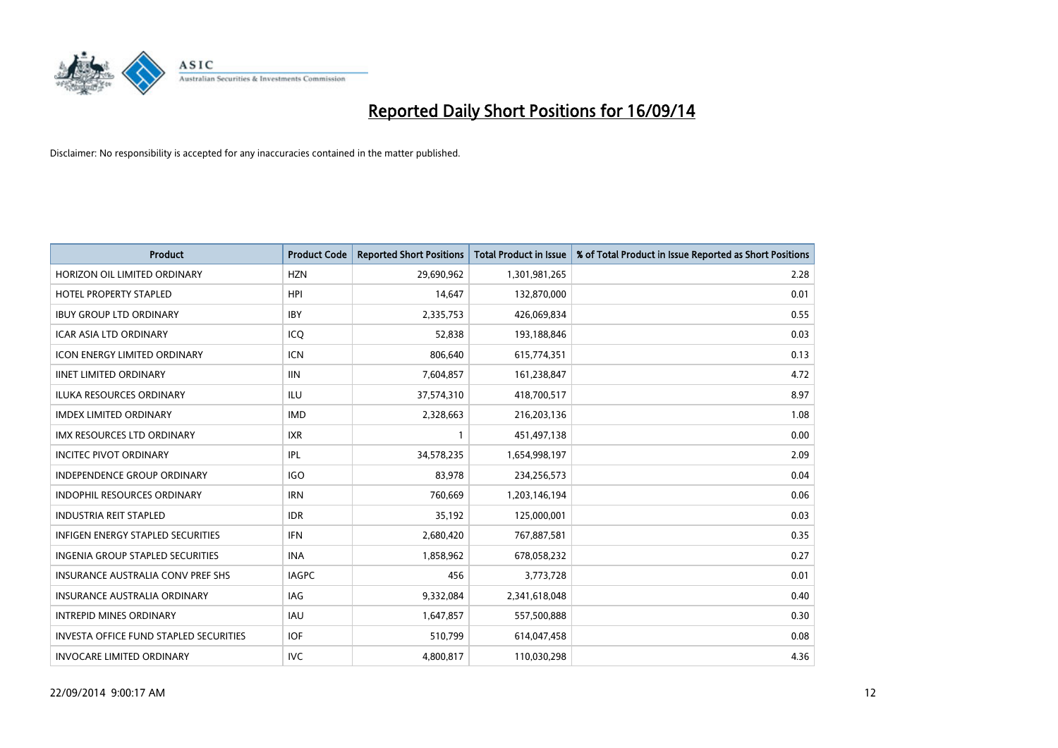# Reported Daily Short Positions for 16/09/14

Disclaimer: No responsibility is accepted for any inaccuracies contained in the matter published.

| Product | Product Code | Reported Short Positions | Total Product in Issue | % of Total Product in Issue Reported as Short Positions |
|---|---|---|---|---|
| HORIZON OIL LIMITED ORDINARY | HZN | 29,690,962 | 1,301,981,265 | 2.28 |
| HOTEL PROPERTY STAPLED | HPI | 14,647 | 132,870,000 | 0.01 |
| IBUY GROUP LTD ORDINARY | IBY | 2,335,753 | 426,069,834 | 0.55 |
| ICAR ASIA LTD ORDINARY | ICQ | 52,838 | 193,188,846 | 0.03 |
| ICON ENERGY LIMITED ORDINARY | ICN | 806,640 | 615,774,351 | 0.13 |
| IINET LIMITED ORDINARY | IIN | 7,604,857 | 161,238,847 | 4.72 |
| ILUKA RESOURCES ORDINARY | ILU | 37,574,310 | 418,700,517 | 8.97 |
| IMDEX LIMITED ORDINARY | IMD | 2,328,663 | 216,203,136 | 1.08 |
| IMX RESOURCES LTD ORDINARY | IXR | 1 | 451,497,138 | 0.00 |
| INCITEC PIVOT ORDINARY | IPL | 34,578,235 | 1,654,998,197 | 2.09 |
| INDEPENDENCE GROUP ORDINARY | IGO | 83,978 | 234,256,573 | 0.04 |
| INDOPHIL RESOURCES ORDINARY | IRN | 760,669 | 1,203,146,194 | 0.06 |
| INDUSTRIA REIT STAPLED | IDR | 35,192 | 125,000,001 | 0.03 |
| INFIGEN ENERGY STAPLED SECURITIES | IFN | 2,680,420 | 767,887,581 | 0.35 |
| INGENIA GROUP STAPLED SECURITIES | INA | 1,858,962 | 678,058,232 | 0.27 |
| INSURANCE AUSTRALIA CONV PREF SHS | IAGPC | 456 | 3,773,728 | 0.01 |
| INSURANCE AUSTRALIA ORDINARY | IAG | 9,332,084 | 2,341,618,048 | 0.40 |
| INTREPID MINES ORDINARY | IAU | 1,647,857 | 557,500,888 | 0.30 |
| INVESTA OFFICE FUND STAPLED SECURITIES | IOF | 510,799 | 614,047,458 | 0.08 |
| INVOCARE LIMITED ORDINARY | IVC | 4,800,817 | 110,030,298 | 4.36 |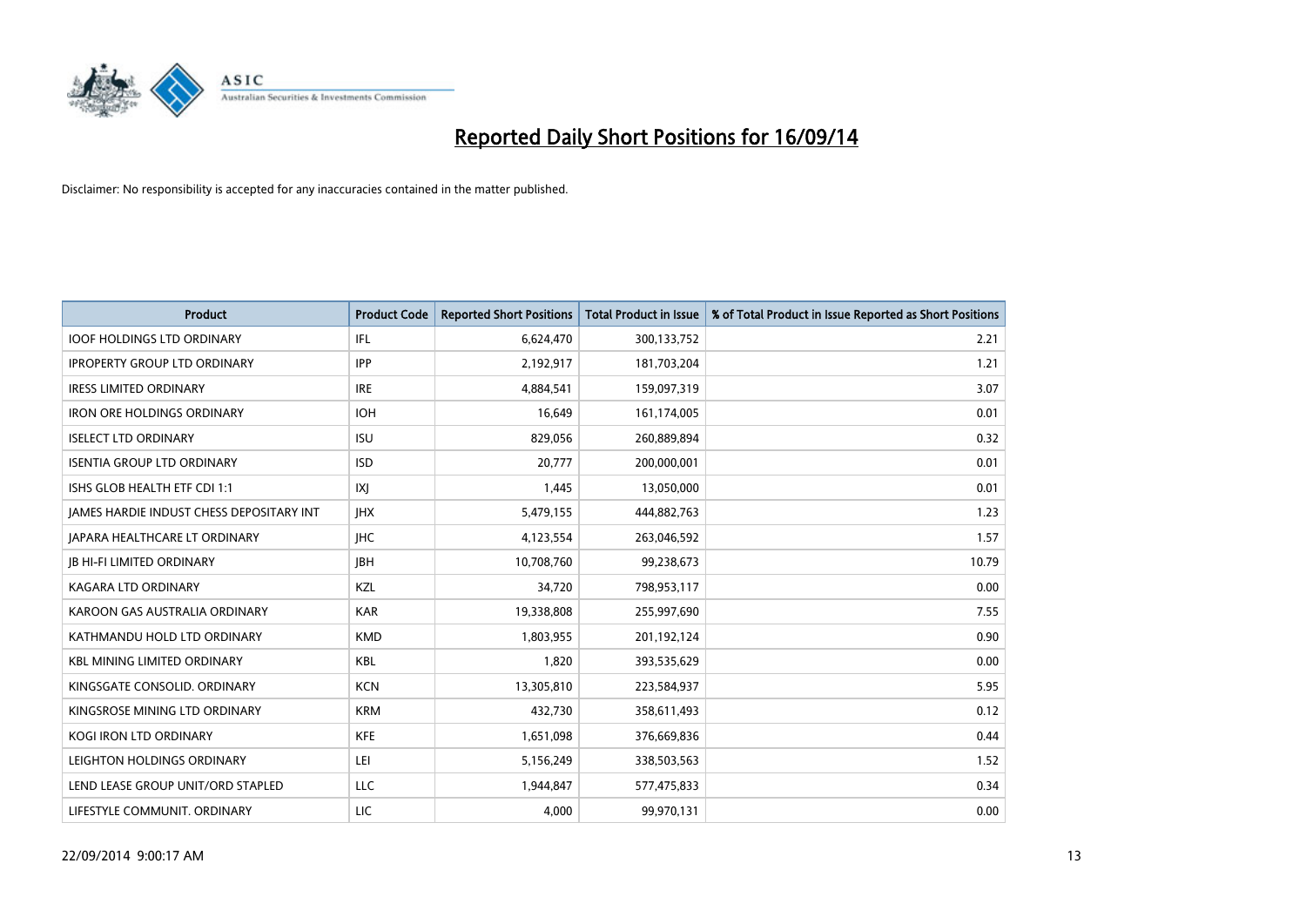# Reported Daily Short Positions for 16/09/14

Disclaimer: No responsibility is accepted for any inaccuracies contained in the matter published.

| Product | Product Code | Reported Short Positions | Total Product in Issue | % of Total Product in Issue Reported as Short Positions |
|---|---|---|---|---|
| IOOF HOLDINGS LTD ORDINARY | IFL | 6,624,470 | 300,133,752 | 2.21 |
| IPROPERTY GROUP LTD ORDINARY | IPP | 2,192,917 | 181,703,204 | 1.21 |
| IRESS LIMITED ORDINARY | IRE | 4,884,541 | 159,097,319 | 3.07 |
| IRON ORE HOLDINGS ORDINARY | IOH | 16,649 | 161,174,005 | 0.01 |
| ISELECT LTD ORDINARY | ISU | 829,056 | 260,889,894 | 0.32 |
| ISENTIA GROUP LTD ORDINARY | ISD | 20,777 | 200,000,001 | 0.01 |
| ISHS GLOB HEALTH ETF CDI 1:1 | IXJ | 1,445 | 13,050,000 | 0.01 |
| JAMES HARDIE INDUST CHESS DEPOSITARY INT | JHX | 5,479,155 | 444,882,763 | 1.23 |
| JAPARA HEALTHCARE LT ORDINARY | JHC | 4,123,554 | 263,046,592 | 1.57 |
| JB HI-FI LIMITED ORDINARY | JBH | 10,708,760 | 99,238,673 | 10.79 |
| KAGARA LTD ORDINARY | KZL | 34,720 | 798,953,117 | 0.00 |
| KAROON GAS AUSTRALIA ORDINARY | KAR | 19,338,808 | 255,997,690 | 7.55 |
| KATHMANDU HOLD LTD ORDINARY | KMD | 1,803,955 | 201,192,124 | 0.90 |
| KBL MINING LIMITED ORDINARY | KBL | 1,820 | 393,535,629 | 0.00 |
| KINGSGATE CONSOLID. ORDINARY | KCN | 13,305,810 | 223,584,937 | 5.95 |
| KINGSROSE MINING LTD ORDINARY | KRM | 432,730 | 358,611,493 | 0.12 |
| KOGI IRON LTD ORDINARY | KFE | 1,651,098 | 376,669,836 | 0.44 |
| LEIGHTON HOLDINGS ORDINARY | LEI | 5,156,249 | 338,503,563 | 1.52 |
| LEND LEASE GROUP UNIT/ORD STAPLED | LLC | 1,944,847 | 577,475,833 | 0.34 |
| LIFESTYLE COMMUNIT. ORDINARY | LIC | 4,000 | 99,970,131 | 0.00 |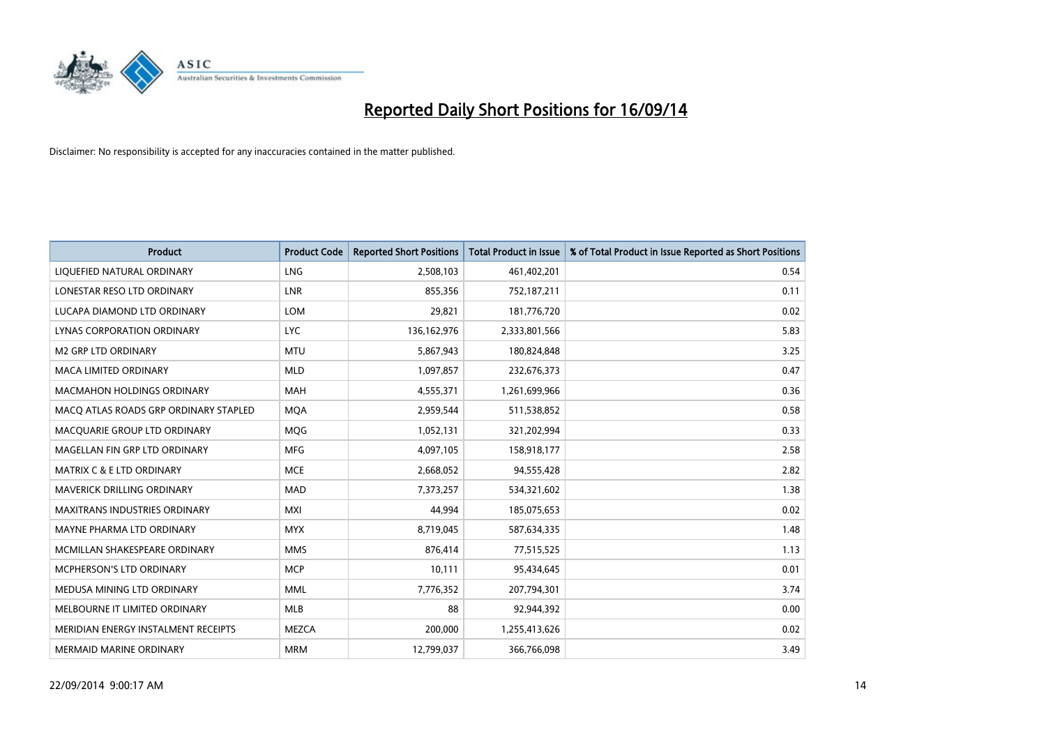# Reported Daily Short Positions for 16/09/14

Disclaimer: No responsibility is accepted for any inaccuracies contained in the matter published.

| Product | Product Code | Reported Short Positions | Total Product in Issue | % of Total Product in Issue Reported as Short Positions |
|---|---|---|---|---|
| LIQUEFIED NATURAL ORDINARY | LNG | 2,508,103 | 461,402,201 | 0.54 |
| LONESTAR RESO LTD ORDINARY | LNR | 855,356 | 752,187,211 | 0.11 |
| LUCAPA DIAMOND LTD ORDINARY | LOM | 29,821 | 181,776,720 | 0.02 |
| LYNAS CORPORATION ORDINARY | LYC | 136,162,976 | 2,333,801,566 | 5.83 |
| M2 GRP LTD ORDINARY | MTU | 5,867,943 | 180,824,848 | 3.25 |
| MACA LIMITED ORDINARY | MLD | 1,097,857 | 232,676,373 | 0.47 |
| MACMAHON HOLDINGS ORDINARY | MAH | 4,555,371 | 1,261,699,966 | 0.36 |
| MACQ ATLAS ROADS GRP ORDINARY STAPLED | MQA | 2,959,544 | 511,538,852 | 0.58 |
| MACQUARIE GROUP LTD ORDINARY | MQG | 1,052,131 | 321,202,994 | 0.33 |
| MAGELLAN FIN GRP LTD ORDINARY | MFG | 4,097,105 | 158,918,177 | 2.58 |
| MATRIX C & E LTD ORDINARY | MCE | 2,668,052 | 94,555,428 | 2.82 |
| MAVERICK DRILLING ORDINARY | MAD | 7,373,257 | 534,321,602 | 1.38 |
| MAXITRANS INDUSTRIES ORDINARY | MXI | 44,994 | 185,075,653 | 0.02 |
| MAYNE PHARMA LTD ORDINARY | MYX | 8,719,045 | 587,634,335 | 1.48 |
| MCMILLAN SHAKESPEARE ORDINARY | MMS | 876,414 | 77,515,525 | 1.13 |
| MCPHERSON'S LTD ORDINARY | MCP | 10,111 | 95,434,645 | 0.01 |
| MEDUSA MINING LTD ORDINARY | MML | 7,776,352 | 207,794,301 | 3.74 |
| MELBOURNE IT LIMITED ORDINARY | MLB | 88 | 92,944,392 | 0.00 |
| MERIDIAN ENERGY INSTALMENT RECEIPTS | MEZCA | 200,000 | 1,255,413,626 | 0.02 |
| MERMAID MARINE ORDINARY | MRM | 12,799,037 | 366,766,098 | 3.49 |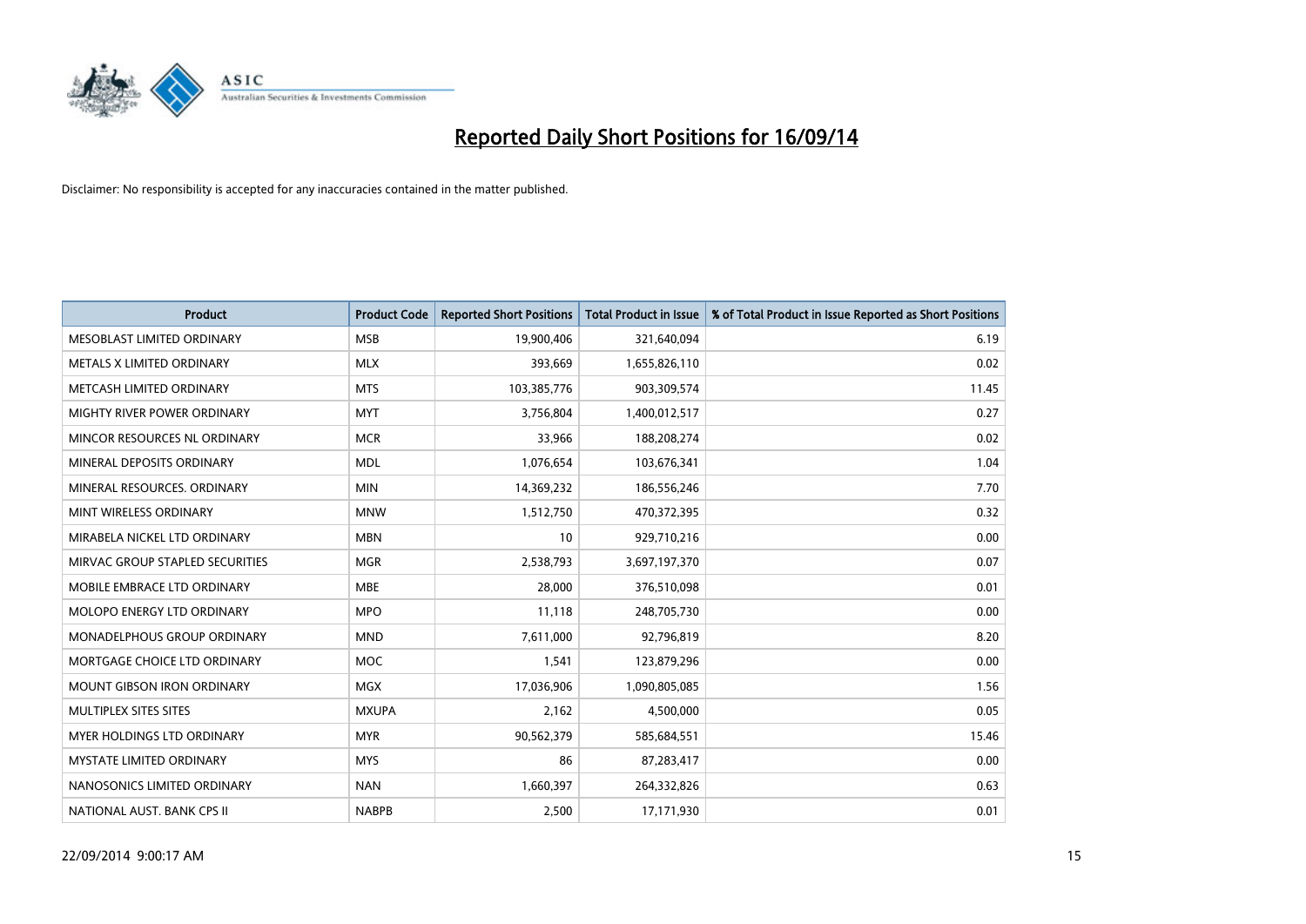# Reported Daily Short Positions for 16/09/14

Disclaimer: No responsibility is accepted for any inaccuracies contained in the matter published.

| Product | Product Code | Reported Short Positions | Total Product in Issue | % of Total Product in Issue Reported as Short Positions |
|---|---|---|---|---|
| MESOBLAST LIMITED ORDINARY | MSB | 19,900,406 | 321,640,094 | 6.19 |
| METALS X LIMITED ORDINARY | MLX | 393,669 | 1,655,826,110 | 0.02 |
| METCASH LIMITED ORDINARY | MTS | 103,385,776 | 903,309,574 | 11.45 |
| MIGHTY RIVER POWER ORDINARY | MYT | 3,756,804 | 1,400,012,517 | 0.27 |
| MINCOR RESOURCES NL ORDINARY | MCR | 33,966 | 188,208,274 | 0.02 |
| MINERAL DEPOSITS ORDINARY | MDL | 1,076,654 | 103,676,341 | 1.04 |
| MINERAL RESOURCES. ORDINARY | MIN | 14,369,232 | 186,556,246 | 7.70 |
| MINT WIRELESS ORDINARY | MNW | 1,512,750 | 470,372,395 | 0.32 |
| MIRABELA NICKEL LTD ORDINARY | MBN | 10 | 929,710,216 | 0.00 |
| MIRVAC GROUP STAPLED SECURITIES | MGR | 2,538,793 | 3,697,197,370 | 0.07 |
| MOBILE EMBRACE LTD ORDINARY | MBE | 28,000 | 376,510,098 | 0.01 |
| MOLOPO ENERGY LTD ORDINARY | MPO | 11,118 | 248,705,730 | 0.00 |
| MONADELPHOUS GROUP ORDINARY | MND | 7,611,000 | 92,796,819 | 8.20 |
| MORTGAGE CHOICE LTD ORDINARY | MOC | 1,541 | 123,879,296 | 0.00 |
| MOUNT GIBSON IRON ORDINARY | MGX | 17,036,906 | 1,090,805,085 | 1.56 |
| MULTIPLEX SITES SITES | MXUPA | 2,162 | 4,500,000 | 0.05 |
| MYER HOLDINGS LTD ORDINARY | MYR | 90,562,379 | 585,684,551 | 15.46 |
| MYSTATE LIMITED ORDINARY | MYS | 86 | 87,283,417 | 0.00 |
| NANOSONICS LIMITED ORDINARY | NAN | 1,660,397 | 264,332,826 | 0.63 |
| NATIONAL AUST. BANK CPS II | NABPB | 2,500 | 17,171,930 | 0.01 |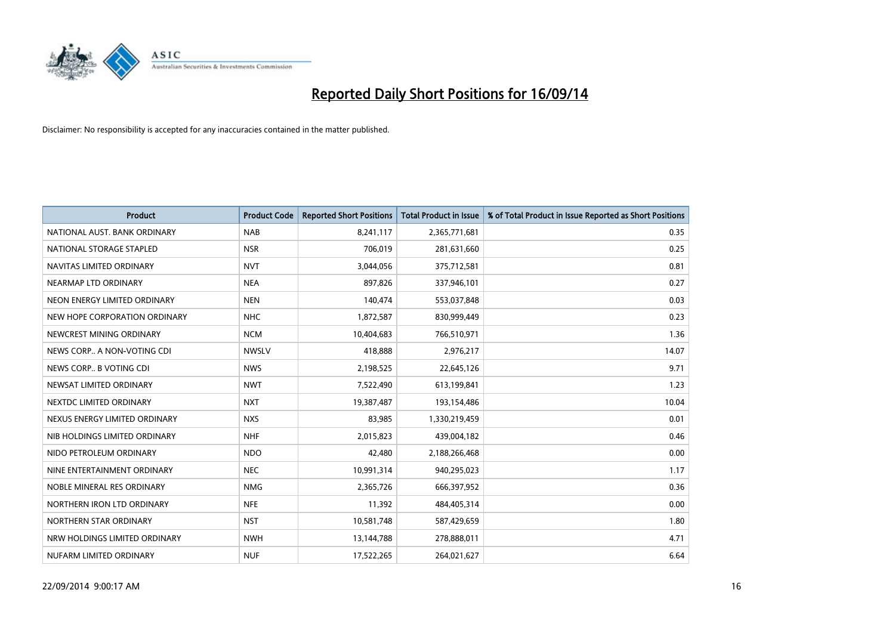# Reported Daily Short Positions for 16/09/14

Disclaimer: No responsibility is accepted for any inaccuracies contained in the matter published.

| Product | Product Code | Reported Short Positions | Total Product in Issue | % of Total Product in Issue Reported as Short Positions |
|---|---|---|---|---|
| NATIONAL AUST. BANK ORDINARY | NAB | 8,241,117 | 2,365,771,681 | 0.35 |
| NATIONAL STORAGE STAPLED | NSR | 706,019 | 281,631,660 | 0.25 |
| NAVITAS LIMITED ORDINARY | NVT | 3,044,056 | 375,712,581 | 0.81 |
| NEARMAP LTD ORDINARY | NEA | 897,826 | 337,946,101 | 0.27 |
| NEON ENERGY LIMITED ORDINARY | NEN | 140,474 | 553,037,848 | 0.03 |
| NEW HOPE CORPORATION ORDINARY | NHC | 1,872,587 | 830,999,449 | 0.23 |
| NEWCREST MINING ORDINARY | NCM | 10,404,683 | 766,510,971 | 1.36 |
| NEWS CORP.. A NON-VOTING CDI | NWSLV | 418,888 | 2,976,217 | 14.07 |
| NEWS CORP.. B VOTING CDI | NWS | 2,198,525 | 22,645,126 | 9.71 |
| NEWSAT LIMITED ORDINARY | NWT | 7,522,490 | 613,199,841 | 1.23 |
| NEXTDC LIMITED ORDINARY | NXT | 19,387,487 | 193,154,486 | 10.04 |
| NEXUS ENERGY LIMITED ORDINARY | NXS | 83,985 | 1,330,219,459 | 0.01 |
| NIB HOLDINGS LIMITED ORDINARY | NHF | 2,015,823 | 439,004,182 | 0.46 |
| NIDO PETROLEUM ORDINARY | NDO | 42,480 | 2,188,266,468 | 0.00 |
| NINE ENTERTAINMENT ORDINARY | NEC | 10,991,314 | 940,295,023 | 1.17 |
| NOBLE MINERAL RES ORDINARY | NMG | 2,365,726 | 666,397,952 | 0.36 |
| NORTHERN IRON LTD ORDINARY | NFE | 11,392 | 484,405,314 | 0.00 |
| NORTHERN STAR ORDINARY | NST | 10,581,748 | 587,429,659 | 1.80 |
| NRW HOLDINGS LIMITED ORDINARY | NWH | 13,144,788 | 278,888,011 | 4.71 |
| NUFARM LIMITED ORDINARY | NUF | 17,522,265 | 264,021,627 | 6.64 |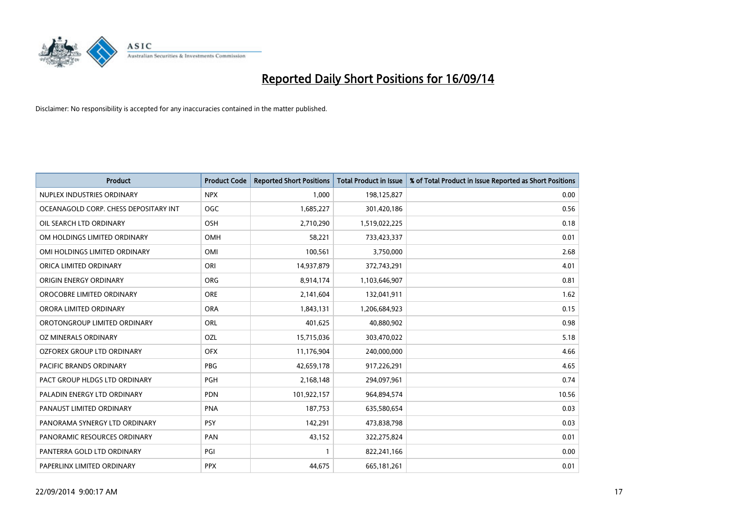# Reported Daily Short Positions for 16/09/14

Disclaimer: No responsibility is accepted for any inaccuracies contained in the matter published.

| Product | Product Code | Reported Short Positions | Total Product in Issue | % of Total Product in Issue Reported as Short Positions |
|---|---|---|---|---|
| NUPLEX INDUSTRIES ORDINARY | NPX | 1,000 | 198,125,827 | 0.00 |
| OCEANAGOLD CORP. CHESS DEPOSITARY INT | OGC | 1,685,227 | 301,420,186 | 0.56 |
| OIL SEARCH LTD ORDINARY | OSH | 2,710,290 | 1,519,022,225 | 0.18 |
| OM HOLDINGS LIMITED ORDINARY | OMH | 58,221 | 733,423,337 | 0.01 |
| OMI HOLDINGS LIMITED ORDINARY | OMI | 100,561 | 3,750,000 | 2.68 |
| ORICA LIMITED ORDINARY | ORI | 14,937,879 | 372,743,291 | 4.01 |
| ORIGIN ENERGY ORDINARY | ORG | 8,914,174 | 1,103,646,907 | 0.81 |
| OROCOBRE LIMITED ORDINARY | ORE | 2,141,604 | 132,041,911 | 1.62 |
| ORORA LIMITED ORDINARY | ORA | 1,843,131 | 1,206,684,923 | 0.15 |
| OROTONGROUP LIMITED ORDINARY | ORL | 401,625 | 40,880,902 | 0.98 |
| OZ MINERALS ORDINARY | OZL | 15,715,036 | 303,470,022 | 5.18 |
| OZFOREX GROUP LTD ORDINARY | OFX | 11,176,904 | 240,000,000 | 4.66 |
| PACIFIC BRANDS ORDINARY | PBG | 42,659,178 | 917,226,291 | 4.65 |
| PACT GROUP HLDGS LTD ORDINARY | PGH | 2,168,148 | 294,097,961 | 0.74 |
| PALADIN ENERGY LTD ORDINARY | PDN | 101,922,157 | 964,894,574 | 10.56 |
| PANAUST LIMITED ORDINARY | PNA | 187,753 | 635,580,654 | 0.03 |
| PANORAMA SYNERGY LTD ORDINARY | PSY | 142,291 | 473,838,798 | 0.03 |
| PANORAMIC RESOURCES ORDINARY | PAN | 43,152 | 322,275,824 | 0.01 |
| PANTERRA GOLD LTD ORDINARY | PGI | 1 | 822,241,166 | 0.00 |
| PAPERLINX LIMITED ORDINARY | PPX | 44,675 | 665,181,261 | 0.01 |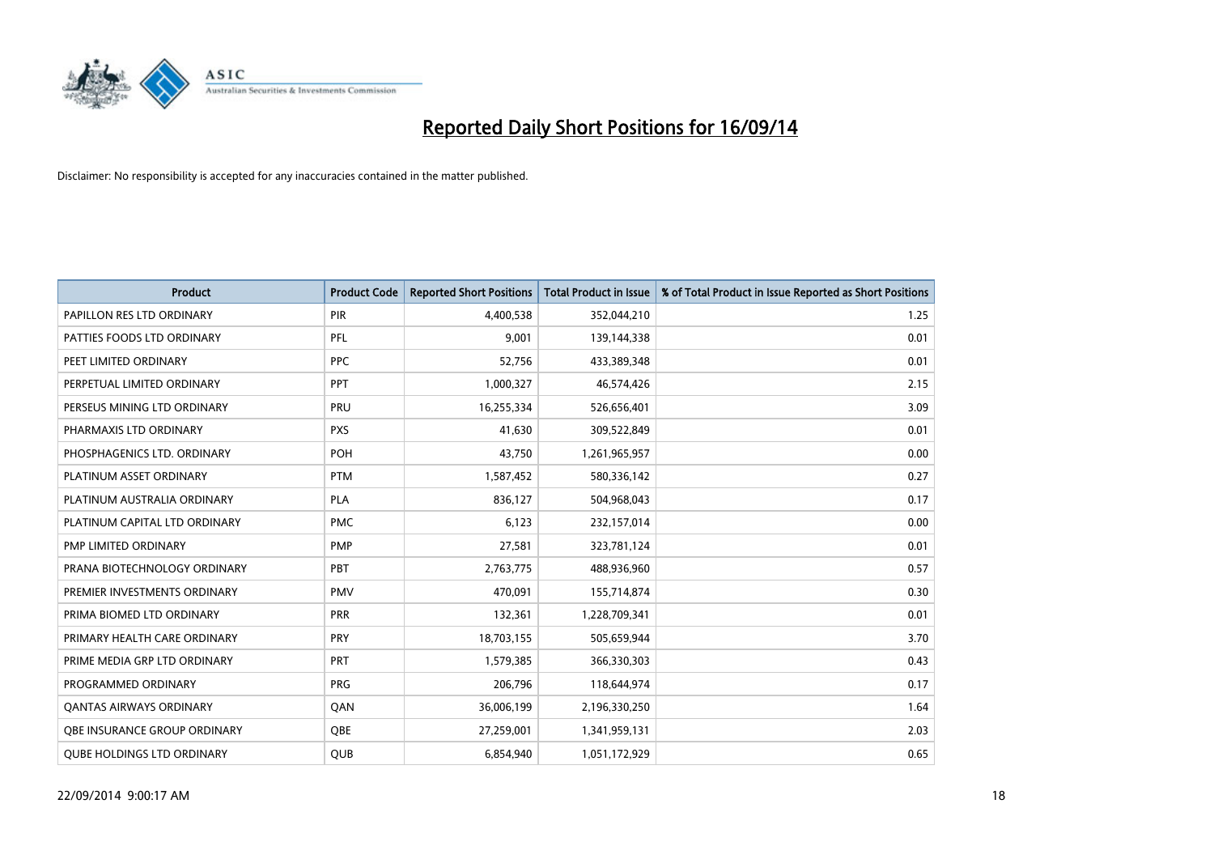# Reported Daily Short Positions for 16/09/14

Disclaimer: No responsibility is accepted for any inaccuracies contained in the matter published.

| Product | Product Code | Reported Short Positions | Total Product in Issue | % of Total Product in Issue Reported as Short Positions |
|---|---|---|---|---|
| PAPILLON RES LTD ORDINARY | PIR | 4,400,538 | 352,044,210 | 1.25 |
| PATTIES FOODS LTD ORDINARY | PFL | 9,001 | 139,144,338 | 0.01 |
| PEET LIMITED ORDINARY | PPC | 52,756 | 433,389,348 | 0.01 |
| PERPETUAL LIMITED ORDINARY | PPT | 1,000,327 | 46,574,426 | 2.15 |
| PERSEUS MINING LTD ORDINARY | PRU | 16,255,334 | 526,656,401 | 3.09 |
| PHARMAXIS LTD ORDINARY | PXS | 41,630 | 309,522,849 | 0.01 |
| PHOSPHAGENICS LTD. ORDINARY | POH | 43,750 | 1,261,965,957 | 0.00 |
| PLATINUM ASSET ORDINARY | PTM | 1,587,452 | 580,336,142 | 0.27 |
| PLATINUM AUSTRALIA ORDINARY | PLA | 836,127 | 504,968,043 | 0.17 |
| PLATINUM CAPITAL LTD ORDINARY | PMC | 6,123 | 232,157,014 | 0.00 |
| PMP LIMITED ORDINARY | PMP | 27,581 | 323,781,124 | 0.01 |
| PRANA BIOTECHNOLOGY ORDINARY | PBT | 2,763,775 | 488,936,960 | 0.57 |
| PREMIER INVESTMENTS ORDINARY | PMV | 470,091 | 155,714,874 | 0.30 |
| PRIMA BIOMED LTD ORDINARY | PRR | 132,361 | 1,228,709,341 | 0.01 |
| PRIMARY HEALTH CARE ORDINARY | PRY | 18,703,155 | 505,659,944 | 3.70 |
| PRIME MEDIA GRP LTD ORDINARY | PRT | 1,579,385 | 366,330,303 | 0.43 |
| PROGRAMMED ORDINARY | PRG | 206,796 | 118,644,974 | 0.17 |
| QANTAS AIRWAYS ORDINARY | QAN | 36,006,199 | 2,196,330,250 | 1.64 |
| QBE INSURANCE GROUP ORDINARY | QBE | 27,259,001 | 1,341,959,131 | 2.03 |
| QUBE HOLDINGS LTD ORDINARY | QUB | 6,854,940 | 1,051,172,929 | 0.65 |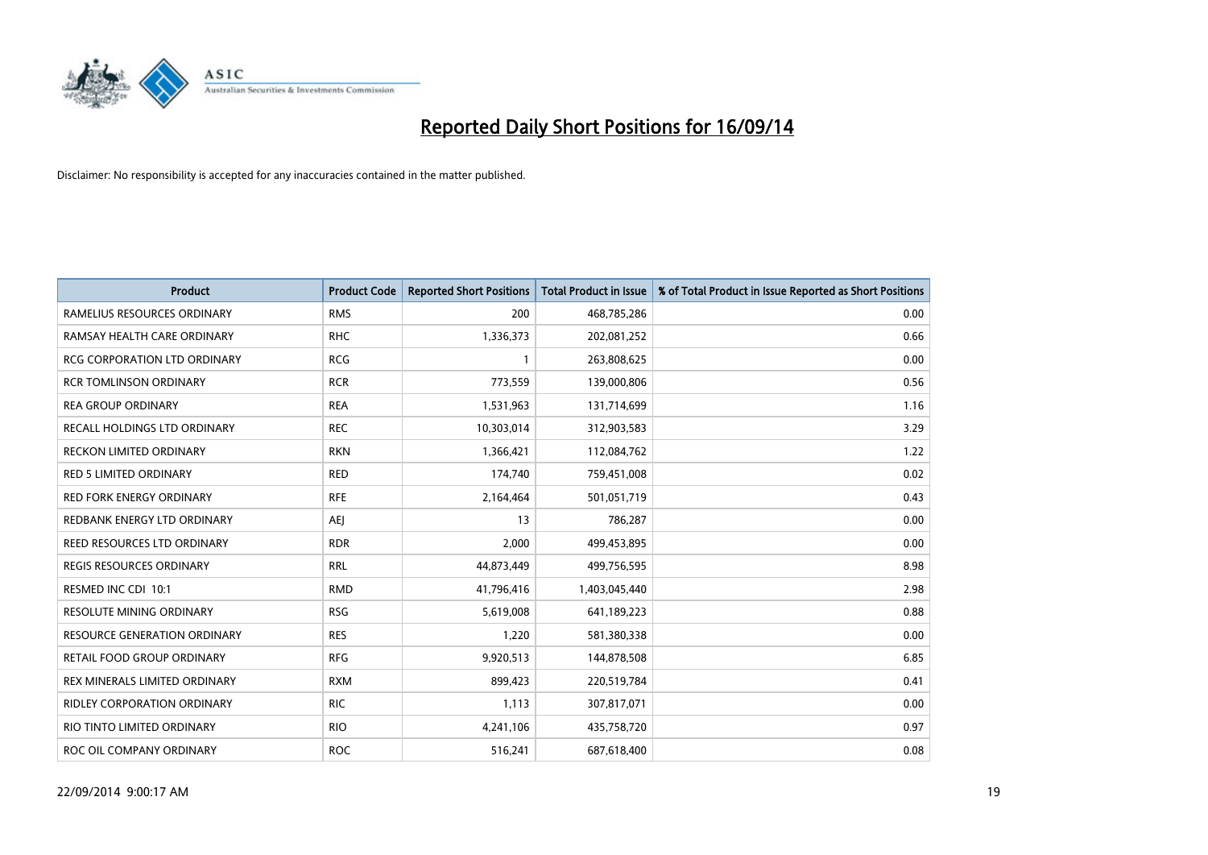# Reported Daily Short Positions for 16/09/14

Disclaimer: No responsibility is accepted for any inaccuracies contained in the matter published.

| Product | Product Code | Reported Short Positions | Total Product in Issue | % of Total Product in Issue Reported as Short Positions |
|---|---|---|---|---|
| RAMELIUS RESOURCES ORDINARY | RMS | 200 | 468,785,286 | 0.00 |
| RAMSAY HEALTH CARE ORDINARY | RHC | 1,336,373 | 202,081,252 | 0.66 |
| RCG CORPORATION LTD ORDINARY | RCG | 1 | 263,808,625 | 0.00 |
| RCR TOMLINSON ORDINARY | RCR | 773,559 | 139,000,806 | 0.56 |
| REA GROUP ORDINARY | REA | 1,531,963 | 131,714,699 | 1.16 |
| RECALL HOLDINGS LTD ORDINARY | REC | 10,303,014 | 312,903,583 | 3.29 |
| RECKON LIMITED ORDINARY | RKN | 1,366,421 | 112,084,762 | 1.22 |
| RED 5 LIMITED ORDINARY | RED | 174,740 | 759,451,008 | 0.02 |
| RED FORK ENERGY ORDINARY | RFE | 2,164,464 | 501,051,719 | 0.43 |
| REDBANK ENERGY LTD ORDINARY | AEJ | 13 | 786,287 | 0.00 |
| REED RESOURCES LTD ORDINARY | RDR | 2,000 | 499,453,895 | 0.00 |
| REGIS RESOURCES ORDINARY | RRL | 44,873,449 | 499,756,595 | 8.98 |
| RESMED INC CDI 10:1 | RMD | 41,796,416 | 1,403,045,440 | 2.98 |
| RESOLUTE MINING ORDINARY | RSG | 5,619,008 | 641,189,223 | 0.88 |
| RESOURCE GENERATION ORDINARY | RES | 1,220 | 581,380,338 | 0.00 |
| RETAIL FOOD GROUP ORDINARY | RFG | 9,920,513 | 144,878,508 | 6.85 |
| REX MINERALS LIMITED ORDINARY | RXM | 899,423 | 220,519,784 | 0.41 |
| RIDLEY CORPORATION ORDINARY | RIC | 1,113 | 307,817,071 | 0.00 |
| RIO TINTO LIMITED ORDINARY | RIO | 4,241,106 | 435,758,720 | 0.97 |
| ROC OIL COMPANY ORDINARY | ROC | 516,241 | 687,618,400 | 0.08 |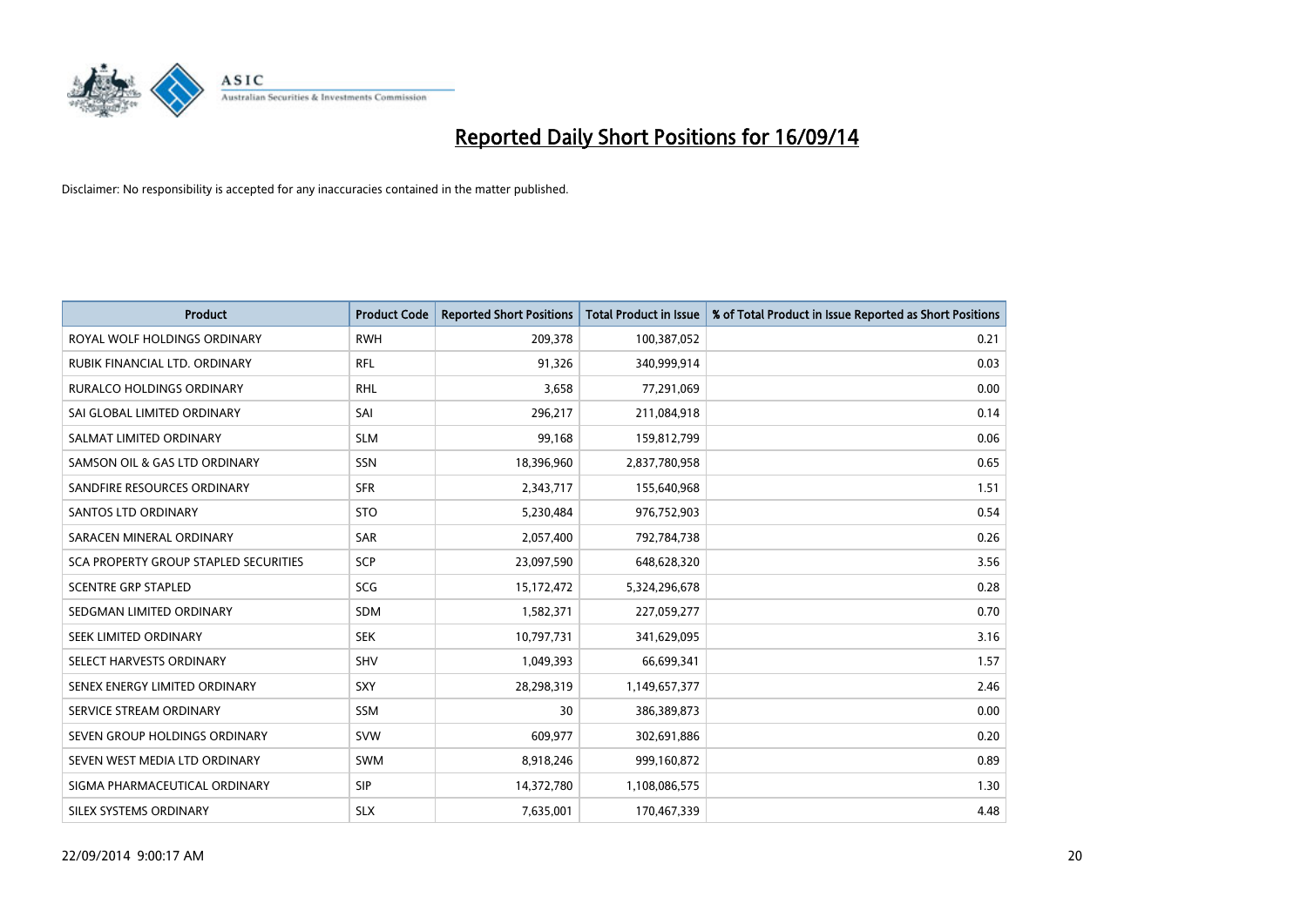# Reported Daily Short Positions for 16/09/14

Disclaimer: No responsibility is accepted for any inaccuracies contained in the matter published.

| Product | Product Code | Reported Short Positions | Total Product in Issue | % of Total Product in Issue Reported as Short Positions |
|---|---|---|---|---|
| ROYAL WOLF HOLDINGS ORDINARY | RWH | 209,378 | 100,387,052 | 0.21 |
| RUBIK FINANCIAL LTD. ORDINARY | RFL | 91,326 | 340,999,914 | 0.03 |
| RURALCO HOLDINGS ORDINARY | RHL | 3,658 | 77,291,069 | 0.00 |
| SAI GLOBAL LIMITED ORDINARY | SAI | 296,217 | 211,084,918 | 0.14 |
| SALMAT LIMITED ORDINARY | SLM | 99,168 | 159,812,799 | 0.06 |
| SAMSON OIL & GAS LTD ORDINARY | SSN | 18,396,960 | 2,837,780,958 | 0.65 |
| SANDFIRE RESOURCES ORDINARY | SFR | 2,343,717 | 155,640,968 | 1.51 |
| SANTOS LTD ORDINARY | STO | 5,230,484 | 976,752,903 | 0.54 |
| SARACEN MINERAL ORDINARY | SAR | 2,057,400 | 792,784,738 | 0.26 |
| SCA PROPERTY GROUP STAPLED SECURITIES | SCP | 23,097,590 | 648,628,320 | 3.56 |
| SCENTRE GRP STAPLED | SCG | 15,172,472 | 5,324,296,678 | 0.28 |
| SEDGMAN LIMITED ORDINARY | SDM | 1,582,371 | 227,059,277 | 0.70 |
| SEEK LIMITED ORDINARY | SEK | 10,797,731 | 341,629,095 | 3.16 |
| SELECT HARVESTS ORDINARY | SHV | 1,049,393 | 66,699,341 | 1.57 |
| SENEX ENERGY LIMITED ORDINARY | SXY | 28,298,319 | 1,149,657,377 | 2.46 |
| SERVICE STREAM ORDINARY | SSM | 30 | 386,389,873 | 0.00 |
| SEVEN GROUP HOLDINGS ORDINARY | SVW | 609,977 | 302,691,886 | 0.20 |
| SEVEN WEST MEDIA LTD ORDINARY | SWM | 8,918,246 | 999,160,872 | 0.89 |
| SIGMA PHARMACEUTICAL ORDINARY | SIP | 14,372,780 | 1,108,086,575 | 1.30 |
| SILEX SYSTEMS ORDINARY | SLX | 7,635,001 | 170,467,339 | 4.48 |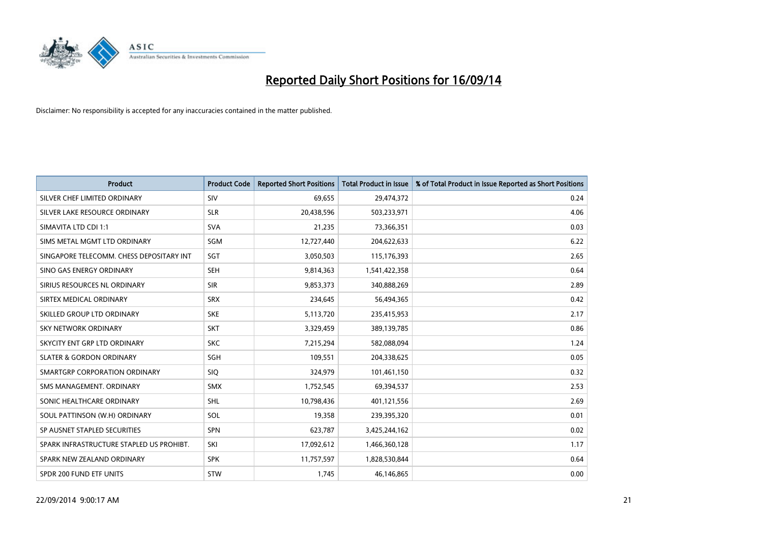# Reported Daily Short Positions for 16/09/14

Disclaimer: No responsibility is accepted for any inaccuracies contained in the matter published.

| Product | Product Code | Reported Short Positions | Total Product in Issue | % of Total Product in Issue Reported as Short Positions |
|---|---|---|---|---|
| SILVER CHEF LIMITED ORDINARY | SIV | 69,655 | 29,474,372 | 0.24 |
| SILVER LAKE RESOURCE ORDINARY | SLR | 20,438,596 | 503,233,971 | 4.06 |
| SIMAVITA LTD CDI 1:1 | SVA | 21,235 | 73,366,351 | 0.03 |
| SIMS METAL MGMT LTD ORDINARY | SGM | 12,727,440 | 204,622,633 | 6.22 |
| SINGAPORE TELECOMM. CHESS DEPOSITARY INT | SGT | 3,050,503 | 115,176,393 | 2.65 |
| SINO GAS ENERGY ORDINARY | SEH | 9,814,363 | 1,541,422,358 | 0.64 |
| SIRIUS RESOURCES NL ORDINARY | SIR | 9,853,373 | 340,888,269 | 2.89 |
| SIRTEX MEDICAL ORDINARY | SRX | 234,645 | 56,494,365 | 0.42 |
| SKILLED GROUP LTD ORDINARY | SKE | 5,113,720 | 235,415,953 | 2.17 |
| SKY NETWORK ORDINARY | SKT | 3,329,459 | 389,139,785 | 0.86 |
| SKYCITY ENT GRP LTD ORDINARY | SKC | 7,215,294 | 582,088,094 | 1.24 |
| SLATER & GORDON ORDINARY | SGH | 109,551 | 204,338,625 | 0.05 |
| SMARTGRP CORPORATION ORDINARY | SIQ | 324,979 | 101,461,150 | 0.32 |
| SMS MANAGEMENT. ORDINARY | SMX | 1,752,545 | 69,394,537 | 2.53 |
| SONIC HEALTHCARE ORDINARY | SHL | 10,798,436 | 401,121,556 | 2.69 |
| SOUL PATTINSON (W.H) ORDINARY | SOL | 19,358 | 239,395,320 | 0.01 |
| SP AUSNET STAPLED SECURITIES | SPN | 623,787 | 3,425,244,162 | 0.02 |
| SPARK INFRASTRUCTURE STAPLED US PROHIBT. | SKI | 17,092,612 | 1,466,360,128 | 1.17 |
| SPARK NEW ZEALAND ORDINARY | SPK | 11,757,597 | 1,828,530,844 | 0.64 |
| SPDR 200 FUND ETF UNITS | STW | 1,745 | 46,146,865 | 0.00 |

22/09/2014 9:00:17 AM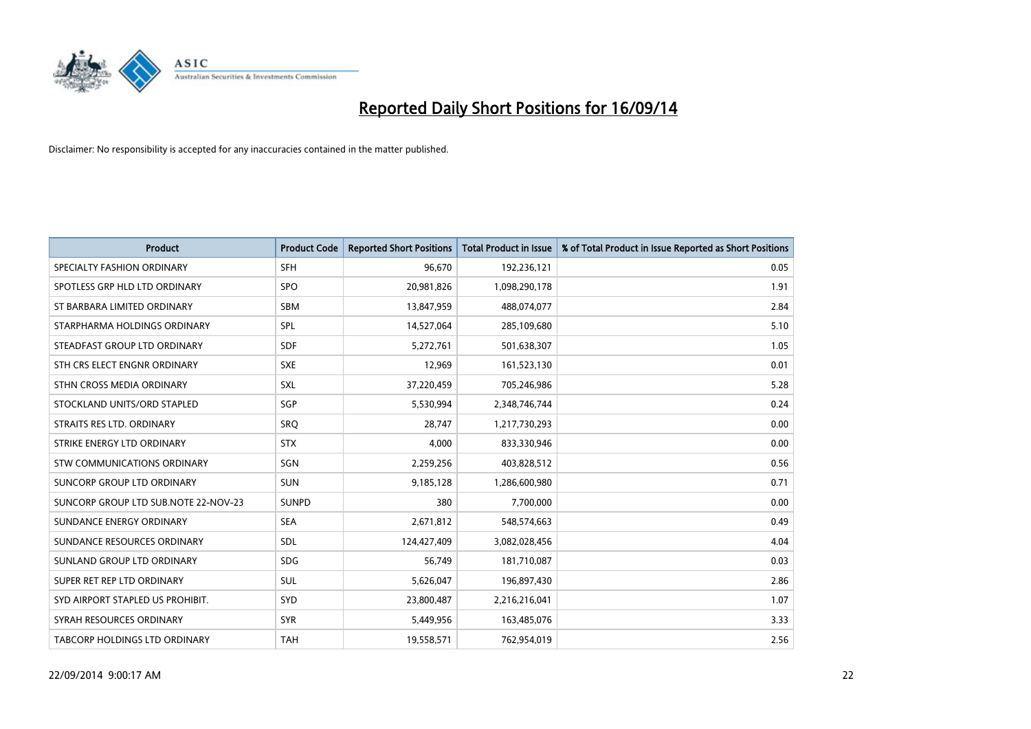# Reported Daily Short Positions for 16/09/14

Disclaimer: No responsibility is accepted for any inaccuracies contained in the matter published.

| Product | Product Code | Reported Short Positions | Total Product in Issue | % of Total Product in Issue Reported as Short Positions |
|---|---|---|---|---|
| SPECIALTY FASHION ORDINARY | SFH | 96,670 | 192,236,121 | 0.05 |
| SPOTLESS GRP HLD LTD ORDINARY | SPO | 20,981,826 | 1,098,290,178 | 1.91 |
| ST BARBARA LIMITED ORDINARY | SBM | 13,847,959 | 488,074,077 | 2.84 |
| STARPHARMA HOLDINGS ORDINARY | SPL | 14,527,064 | 285,109,680 | 5.10 |
| STEADFAST GROUP LTD ORDINARY | SDF | 5,272,761 | 501,638,307 | 1.05 |
| STH CRS ELECT ENGNR ORDINARY | SXE | 12,969 | 161,523,130 | 0.01 |
| STHN CROSS MEDIA ORDINARY | SXL | 37,220,459 | 705,246,986 | 5.28 |
| STOCKLAND UNITS/ORD STAPLED | SGP | 5,530,994 | 2,348,746,744 | 0.24 |
| STRAITS RES LTD. ORDINARY | SRQ | 28,747 | 1,217,730,293 | 0.00 |
| STRIKE ENERGY LTD ORDINARY | STX | 4,000 | 833,330,946 | 0.00 |
| STW COMMUNICATIONS ORDINARY | SGN | 2,259,256 | 403,828,512 | 0.56 |
| SUNCORP GROUP LTD ORDINARY | SUN | 9,185,128 | 1,286,600,980 | 0.71 |
| SUNCORP GROUP LTD SUB.NOTE 22-NOV-23 | SUNPD | 380 | 7,700,000 | 0.00 |
| SUNDANCE ENERGY ORDINARY | SEA | 2,671,812 | 548,574,663 | 0.49 |
| SUNDANCE RESOURCES ORDINARY | SDL | 124,427,409 | 3,082,028,456 | 4.04 |
| SUNLAND GROUP LTD ORDINARY | SDG | 56,749 | 181,710,087 | 0.03 |
| SUPER RET REP LTD ORDINARY | SUL | 5,626,047 | 196,897,430 | 2.86 |
| SYD AIRPORT STAPLED US PROHIBIT. | SYD | 23,800,487 | 2,216,216,041 | 1.07 |
| SYRAH RESOURCES ORDINARY | SYR | 5,449,956 | 163,485,076 | 3.33 |
| TABCORP HOLDINGS LTD ORDINARY | TAH | 19,558,571 | 762,954,019 | 2.56 |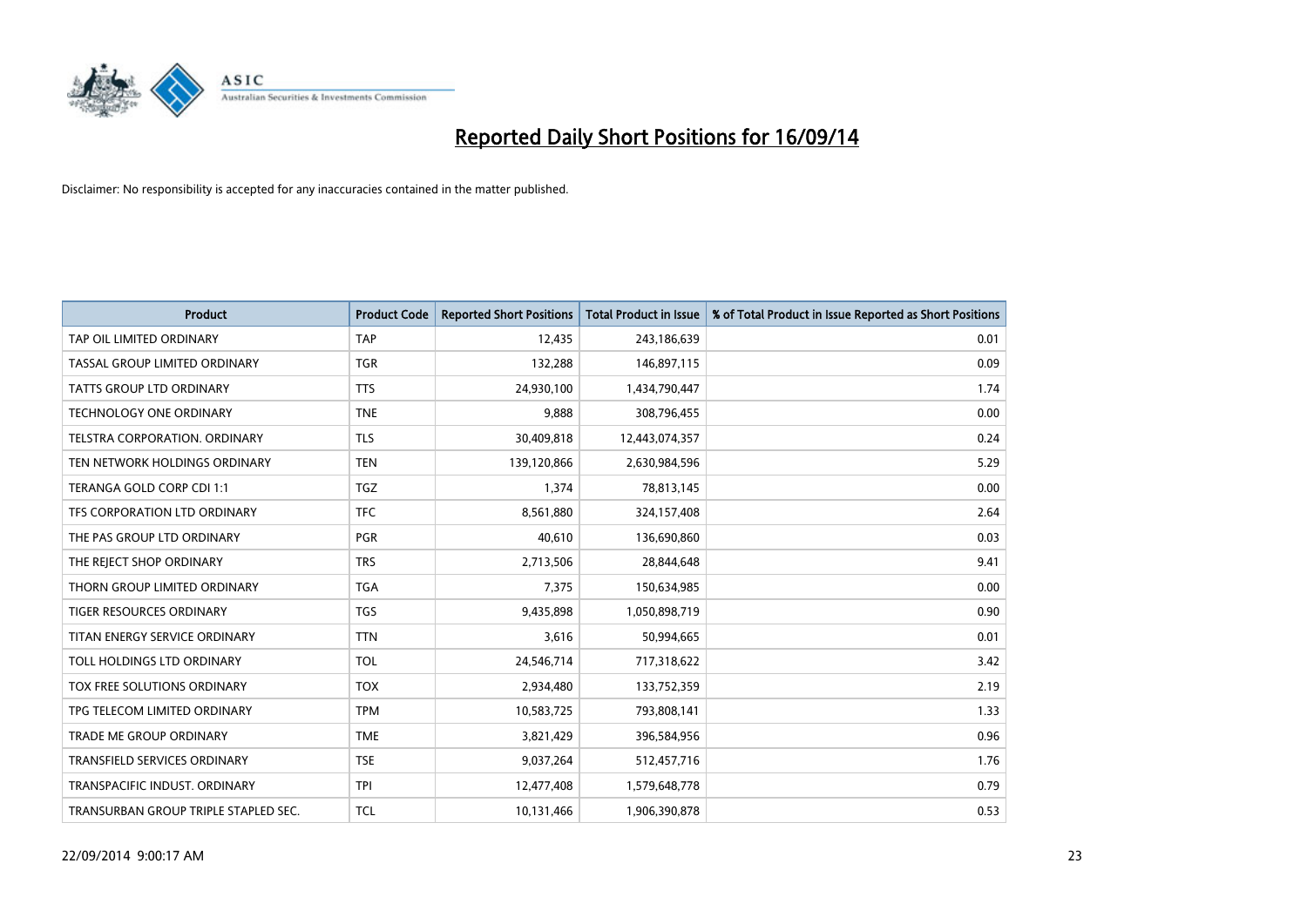# Reported Daily Short Positions for 16/09/14

Disclaimer: No responsibility is accepted for any inaccuracies contained in the matter published.

| Product | Product Code | Reported Short Positions | Total Product in Issue | % of Total Product in Issue Reported as Short Positions |
|---|---|---|---|---|
| TAP OIL LIMITED ORDINARY | TAP | 12,435 | 243,186,639 | 0.01 |
| TASSAL GROUP LIMITED ORDINARY | TGR | 132,288 | 146,897,115 | 0.09 |
| TATTS GROUP LTD ORDINARY | TTS | 24,930,100 | 1,434,790,447 | 1.74 |
| TECHNOLOGY ONE ORDINARY | TNE | 9,888 | 308,796,455 | 0.00 |
| TELSTRA CORPORATION. ORDINARY | TLS | 30,409,818 | 12,443,074,357 | 0.24 |
| TEN NETWORK HOLDINGS ORDINARY | TEN | 139,120,866 | 2,630,984,596 | 5.29 |
| TERANGA GOLD CORP CDI 1:1 | TGZ | 1,374 | 78,813,145 | 0.00 |
| TFS CORPORATION LTD ORDINARY | TFC | 8,561,880 | 324,157,408 | 2.64 |
| THE PAS GROUP LTD ORDINARY | PGR | 40,610 | 136,690,860 | 0.03 |
| THE REJECT SHOP ORDINARY | TRS | 2,713,506 | 28,844,648 | 9.41 |
| THORN GROUP LIMITED ORDINARY | TGA | 7,375 | 150,634,985 | 0.00 |
| TIGER RESOURCES ORDINARY | TGS | 9,435,898 | 1,050,898,719 | 0.90 |
| TITAN ENERGY SERVICE ORDINARY | TTN | 3,616 | 50,994,665 | 0.01 |
| TOLL HOLDINGS LTD ORDINARY | TOL | 24,546,714 | 717,318,622 | 3.42 |
| TOX FREE SOLUTIONS ORDINARY | TOX | 2,934,480 | 133,752,359 | 2.19 |
| TPG TELECOM LIMITED ORDINARY | TPM | 10,583,725 | 793,808,141 | 1.33 |
| TRADE ME GROUP ORDINARY | TME | 3,821,429 | 396,584,956 | 0.96 |
| TRANSFIELD SERVICES ORDINARY | TSE | 9,037,264 | 512,457,716 | 1.76 |
| TRANSPACIFIC INDUST. ORDINARY | TPI | 12,477,408 | 1,579,648,778 | 0.79 |
| TRANSURBAN GROUP TRIPLE STAPLED SEC. | TCL | 10,131,466 | 1,906,390,878 | 0.53 |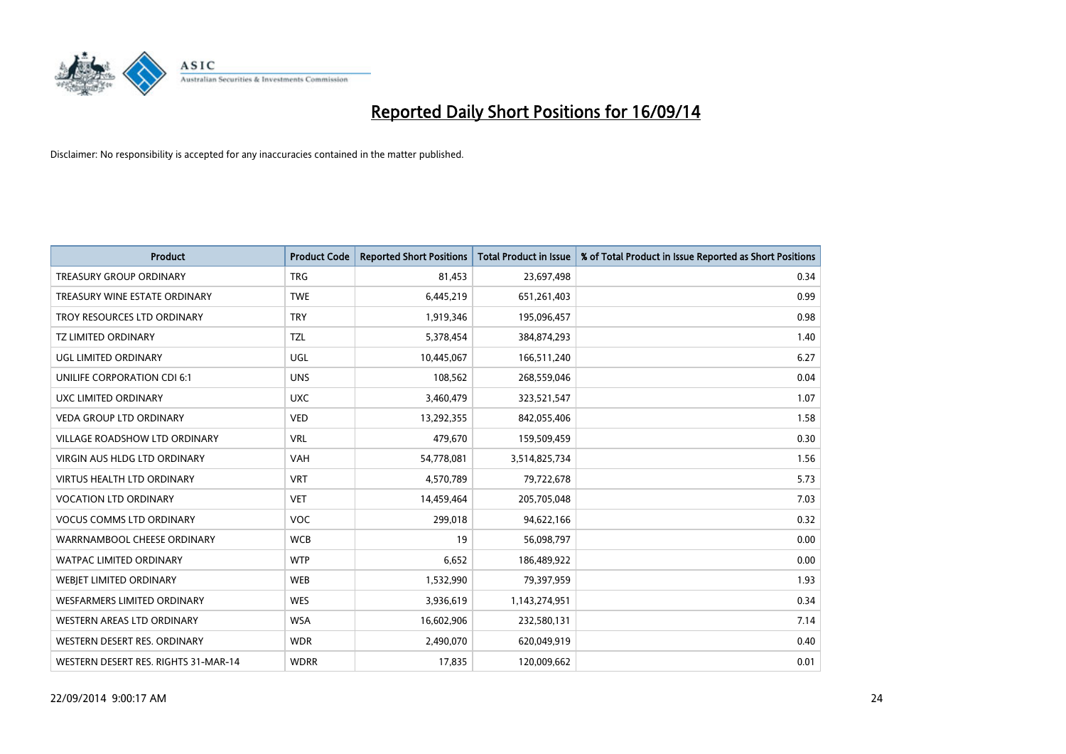# Reported Daily Short Positions for 16/09/14

Disclaimer: No responsibility is accepted for any inaccuracies contained in the matter published.

| Product | Product Code | Reported Short Positions | Total Product in Issue | % of Total Product in Issue Reported as Short Positions |
|---|---|---|---|---|
| TREASURY GROUP ORDINARY | TRG | 81,453 | 23,697,498 | 0.34 |
| TREASURY WINE ESTATE ORDINARY | TWE | 6,445,219 | 651,261,403 | 0.99 |
| TROY RESOURCES LTD ORDINARY | TRY | 1,919,346 | 195,096,457 | 0.98 |
| TZ LIMITED ORDINARY | TZL | 5,378,454 | 384,874,293 | 1.40 |
| UGL LIMITED ORDINARY | UGL | 10,445,067 | 166,511,240 | 6.27 |
| UNILIFE CORPORATION CDI 6:1 | UNS | 108,562 | 268,559,046 | 0.04 |
| UXC LIMITED ORDINARY | UXC | 3,460,479 | 323,521,547 | 1.07 |
| VEDA GROUP LTD ORDINARY | VED | 13,292,355 | 842,055,406 | 1.58 |
| VILLAGE ROADSHOW LTD ORDINARY | VRL | 479,670 | 159,509,459 | 0.30 |
| VIRGIN AUS HLDG LTD ORDINARY | VAH | 54,778,081 | 3,514,825,734 | 1.56 |
| VIRTUS HEALTH LTD ORDINARY | VRT | 4,570,789 | 79,722,678 | 5.73 |
| VOCATION LTD ORDINARY | VET | 14,459,464 | 205,705,048 | 7.03 |
| VOCUS COMMS LTD ORDINARY | VOC | 299,018 | 94,622,166 | 0.32 |
| WARRNAMBOOL CHEESE ORDINARY | WCB | 19 | 56,098,797 | 0.00 |
| WATPAC LIMITED ORDINARY | WTP | 6,652 | 186,489,922 | 0.00 |
| WEBJET LIMITED ORDINARY | WEB | 1,532,990 | 79,397,959 | 1.93 |
| WESFARMERS LIMITED ORDINARY | WES | 3,936,619 | 1,143,274,951 | 0.34 |
| WESTERN AREAS LTD ORDINARY | WSA | 16,602,906 | 232,580,131 | 7.14 |
| WESTERN DESERT RES. ORDINARY | WDR | 2,490,070 | 620,049,919 | 0.40 |
| WESTERN DESERT RES. RIGHTS 31-MAR-14 | WDRR | 17,835 | 120,009,662 | 0.01 |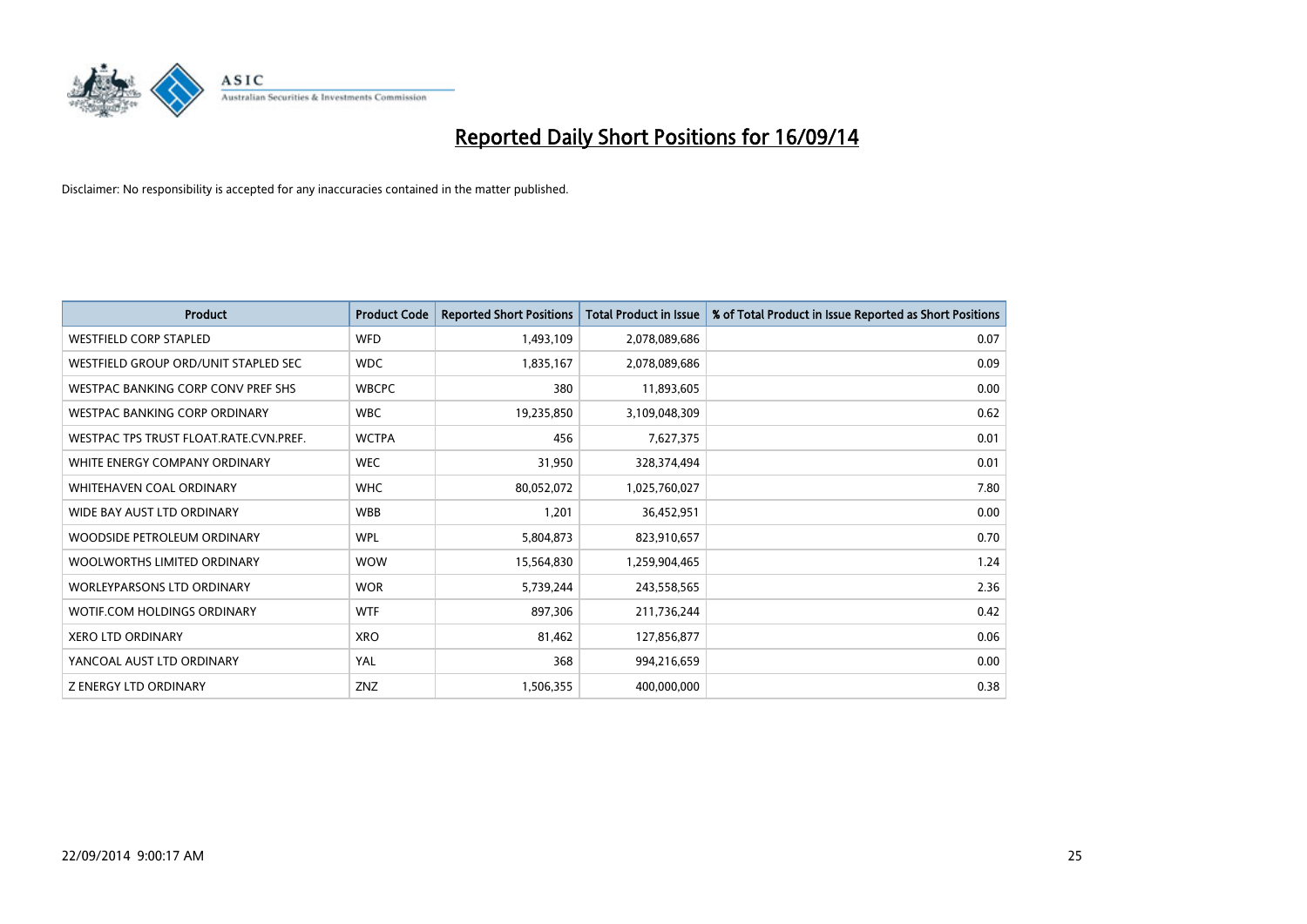# Reported Daily Short Positions for 16/09/14

Disclaimer: No responsibility is accepted for any inaccuracies contained in the matter published.

| Product | Product Code | Reported Short Positions | Total Product in Issue | % of Total Product in Issue Reported as Short Positions |
|---|---|---|---|---|
| WESTFIELD CORP STAPLED | WFD | 1,493,109 | 2,078,089,686 | 0.07 |
| WESTFIELD GROUP ORD/UNIT STAPLED SEC | WDC | 1,835,167 | 2,078,089,686 | 0.09 |
| WESTPAC BANKING CORP CONV PREF SHS | WBCPC | 380 | 11,893,605 | 0.00 |
| WESTPAC BANKING CORP ORDINARY | WBC | 19,235,850 | 3,109,048,309 | 0.62 |
| WESTPAC TPS TRUST FLOAT.RATE.CVN.PREF. | WCTPA | 456 | 7,627,375 | 0.01 |
| WHITE ENERGY COMPANY ORDINARY | WEC | 31,950 | 328,374,494 | 0.01 |
| WHITEHAVEN COAL ORDINARY | WHC | 80,052,072 | 1,025,760,027 | 7.80 |
| WIDE BAY AUST LTD ORDINARY | WBB | 1,201 | 36,452,951 | 0.00 |
| WOODSIDE PETROLEUM ORDINARY | WPL | 5,804,873 | 823,910,657 | 0.70 |
| WOOLWORTHS LIMITED ORDINARY | WOW | 15,564,830 | 1,259,904,465 | 1.24 |
| WORLEYPARSONS LTD ORDINARY | WOR | 5,739,244 | 243,558,565 | 2.36 |
| WOTIF.COM HOLDINGS ORDINARY | WTF | 897,306 | 211,736,244 | 0.42 |
| XERO LTD ORDINARY | XRO | 81,462 | 127,856,877 | 0.06 |
| YANCOAL AUST LTD ORDINARY | YAL | 368 | 994,216,659 | 0.00 |
| Z ENERGY LTD ORDINARY | ZNZ | 1,506,355 | 400,000,000 | 0.38 |